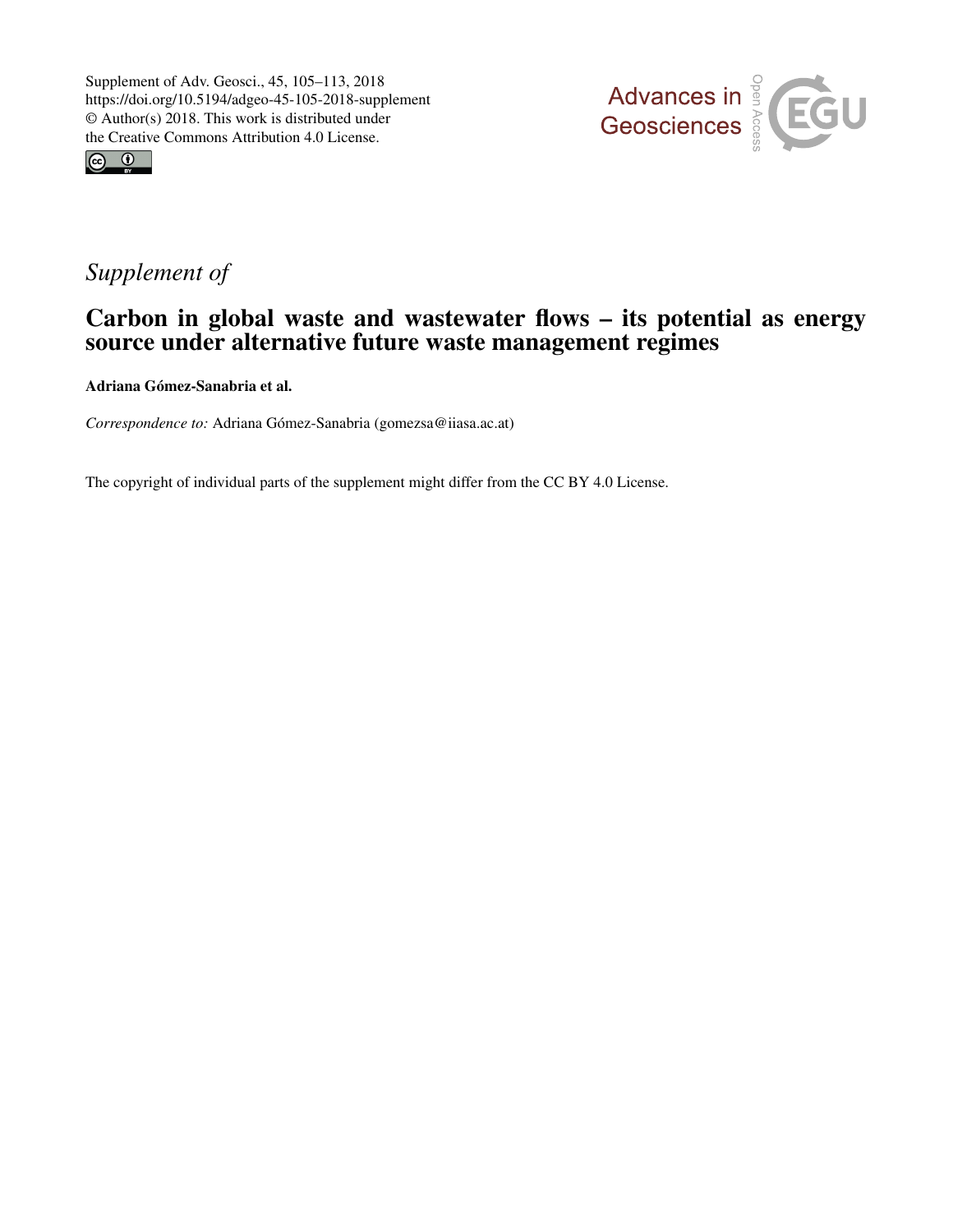Supplement of Adv. Geosci., 45, 105–113, 2018
https://doi.org/10.5194/adgeo-45-105-2018-supplement
© Author(s) 2018. This work is distributed under
the Creative Commons Attribution 4.0 License.

*Supplement of*

# Carbon in global waste and wastewater flows – its potential as energy source under alternative future waste management regimes

**Adriana Gómez-Sanabria et al.**

*Correspondence to:* Adriana Gómez-Sanabria (gomezsa@iiasa.ac.at)

The copyright of individual parts of the supplement might differ from the CC BY 4.0 License.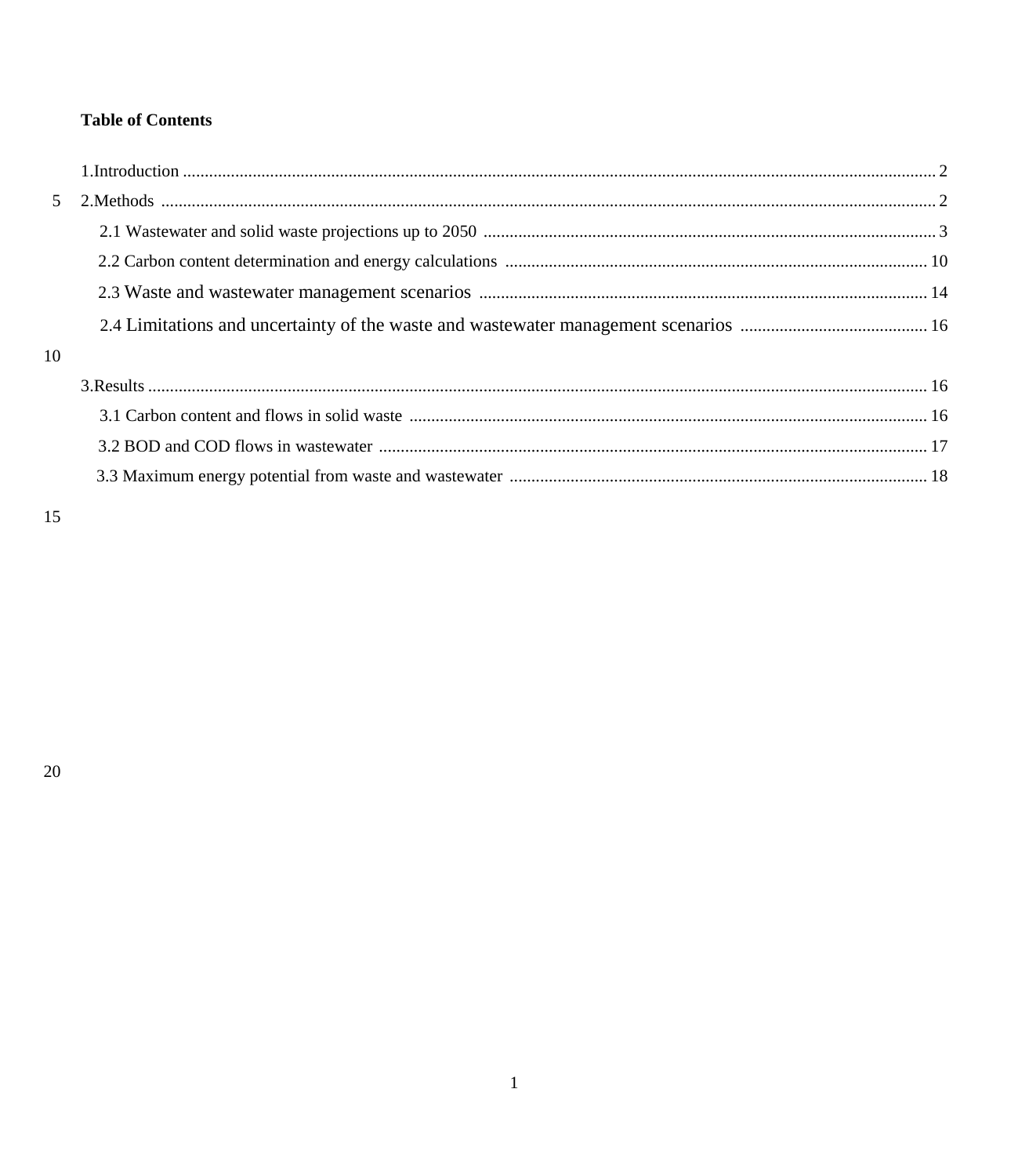**Table of Contents**

1.Introduction .......... 2

2.Methods .......... 2

  2.1 Wastewater and solid waste projections up to 2050 .......... 3

  2.2 Carbon content determination and energy calculations .......... 10

  2.3 Waste and wastewater management scenarios .......... 14

  2.4 Limitations and uncertainty of the waste and wastewater management scenarios .......... 16

3.Results .......... 16

  3.1 Carbon content and flows in solid waste .......... 16

  3.2 BOD and COD flows in wastewater .......... 17

  3.3 Maximum energy potential from waste and wastewater .......... 18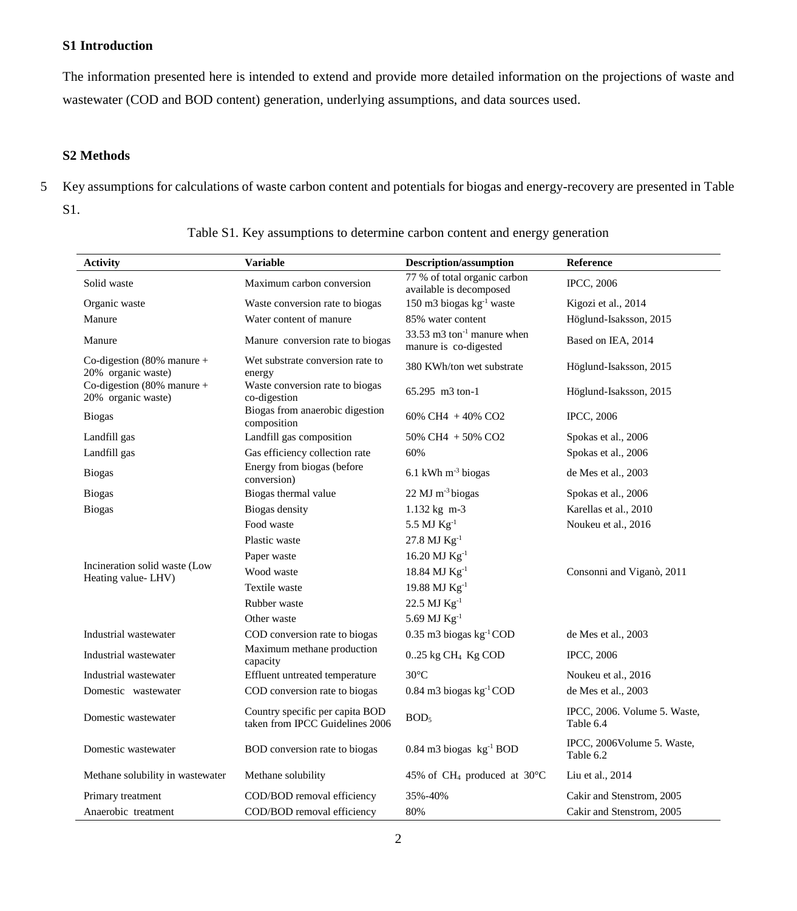**S1 Introduction**

The information presented here is intended to extend and provide more detailed information on the projections of waste and wastewater (COD and BOD content) generation, underlying assumptions, and data sources used.

**S2 Methods**

Key assumptions for calculations of waste carbon content and potentials for biogas and energy-recovery are presented in Table S1.

Table S1. Key assumptions to determine carbon content and energy generation

| Activity | Variable | Description/assumption | Reference |
|---|---|---|---|
| Solid waste | Maximum carbon conversion | 77 % of total organic carbon available is decomposed | IPCC, 2006 |
| Organic waste | Waste conversion rate to biogas | 150 m3 biogas $kg^{-1}$ waste | Kigozi et al., 2014 |
| Manure | Water content of manure | 85% water content | Höglund-Isaksson, 2015 |
| Manure | Manure conversion rate to biogas | 33.53 m3 $ton^{-1}$ manure when manure is co-digested | Based on IEA, 2014 |
| Co-digestion (80% manure + 20% organic waste) | Wet substrate conversion rate to energy | 380 KWh/ton wet substrate | Höglund-Isaksson, 2015 |
| Co-digestion (80% manure + 20% organic waste) | Waste conversion rate to biogas co-digestion | 65.295 m3 ton-1 | Höglund-Isaksson, 2015 |
| Biogas | Biogas from anaerobic digestion composition | 60% CH4 + 40% CO2 | IPCC, 2006 |
| Landfill gas | Landfill gas composition | 50% CH4 + 50% CO2 | Spokas et al., 2006 |
| Landfill gas | Gas efficiency collection rate | 60% | Spokas et al., 2006 |
| Biogas | Energy from biogas (before conversion) | 6.1 kWh $m^{-3}$ biogas | de Mes et al., 2003 |
| Biogas | Biogas thermal value | 22 MJ $m^{-3}$ biogas | Spokas et al., 2006 |
| Biogas | Biogas density | 1.132 kg m-3 | Karellas et al., 2010 |
| Incineration solid waste (Low Heating value- LHV) | Food waste | 5.5 MJ $Kg^{-1}$ | Noukeu et al., 2016 |
| | Plastic waste | 27.8 MJ $Kg^{-1}$ | Consonni and Viganò, 2011 |
| | Paper waste | 16.20 MJ $Kg^{-1}$ | |
| | Wood waste | 18.84 MJ $Kg^{-1}$ | |
| | Textile waste | 19.88 MJ $Kg^{-1}$ | |
| | Rubber waste | 22.5 MJ $Kg^{-1}$ | |
| | Other waste | 5.69 MJ $Kg^{-1}$ | |
| Industrial wastewater | COD conversion rate to biogas | 0.35 m3 biogas $kg^{-1}$ COD | de Mes et al., 2003 |
| Industrial wastewater | Maximum methane production capacity | 0..25 kg $CH_4$ Kg COD | IPCC, 2006 |
| Industrial wastewater | Effluent untreated temperature | 30°C | Noukeu et al., 2016 |
| Domestic wastewater | COD conversion rate to biogas | 0.84 m3 biogas $kg^{-1}$ COD | de Mes et al., 2003 |
| Domestic wastewater | Country specific per capita BOD taken from IPCC Guidelines 2006 | $BOD_5$ | IPCC, 2006. Volume 5. Waste, Table 6.4 |
| Domestic wastewater | BOD conversion rate to biogas | 0.84 m3 biogas $kg^{-1}$ BOD | IPCC, 2006Volume 5. Waste, Table 6.2 |
| Methane solubility in wastewater | Methane solubility | 45% of $CH_4$ produced at 30°C | Liu et al., 2014 |
| Primary treatment | COD/BOD removal efficiency | 35%-40% | Cakir and Stenstrom, 2005 |
| Anaerobic treatment | COD/BOD removal efficiency | 80% | Cakir and Stenstrom, 2005 |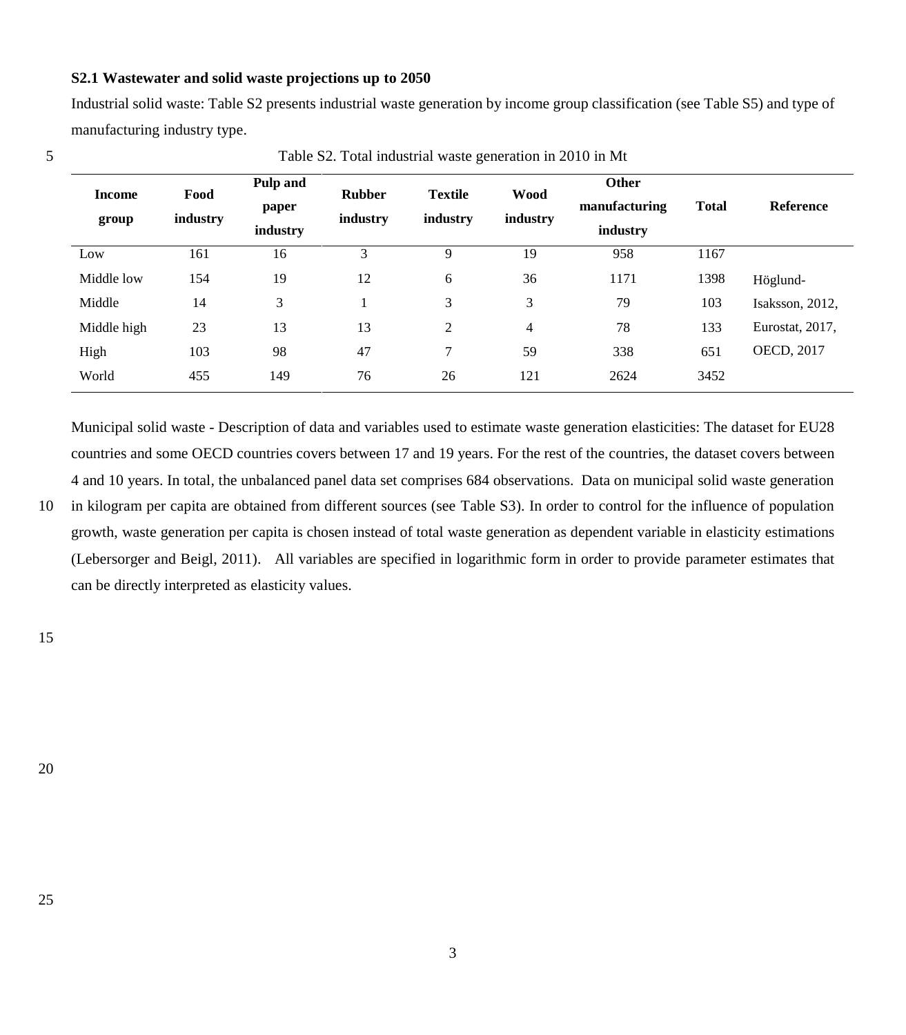### S2.1 Wastewater and solid waste projections up to 2050

Industrial solid waste: Table S2 presents industrial waste generation by income group classification (see Table S5) and type of manufacturing industry type.

Table S2. Total industrial waste generation in 2010 in Mt

| Income group | Food industry | Pulp and paper industry | Rubber industry | Textile industry | Wood industry | Other manufacturing industry | Total | Reference |
|---|---|---|---|---|---|---|---|---|
| Low | 161 | 16 | 3 | 9 | 19 | 958 | 1167 | |
| Middle low | 154 | 19 | 12 | 6 | 36 | 1171 | 1398 | Höglund- |
| Middle | 14 | 3 | 1 | 3 | 3 | 79 | 103 | Isaksson, 2012, |
| Middle high | 23 | 13 | 13 | 2 | 4 | 78 | 133 | Eurostat, 2017, |
| High | 103 | 98 | 47 | 7 | 59 | 338 | 651 | OECD, 2017 |
| World | 455 | 149 | 76 | 26 | 121 | 2624 | 3452 | |

Municipal solid waste - Description of data and variables used to estimate waste generation elasticities: The dataset for EU28 countries and some OECD countries covers between 17 and 19 years. For the rest of the countries, the dataset covers between 4 and 10 years. In total, the unbalanced panel data set comprises 684 observations. Data on municipal solid waste generation in kilogram per capita are obtained from different sources (see Table S3). In order to control for the influence of population growth, waste generation per capita is chosen instead of total waste generation as dependent variable in elasticity estimations (Lebersorger and Beigl, 2011). All variables are specified in logarithmic form in order to provide parameter estimates that can be directly interpreted as elasticity values.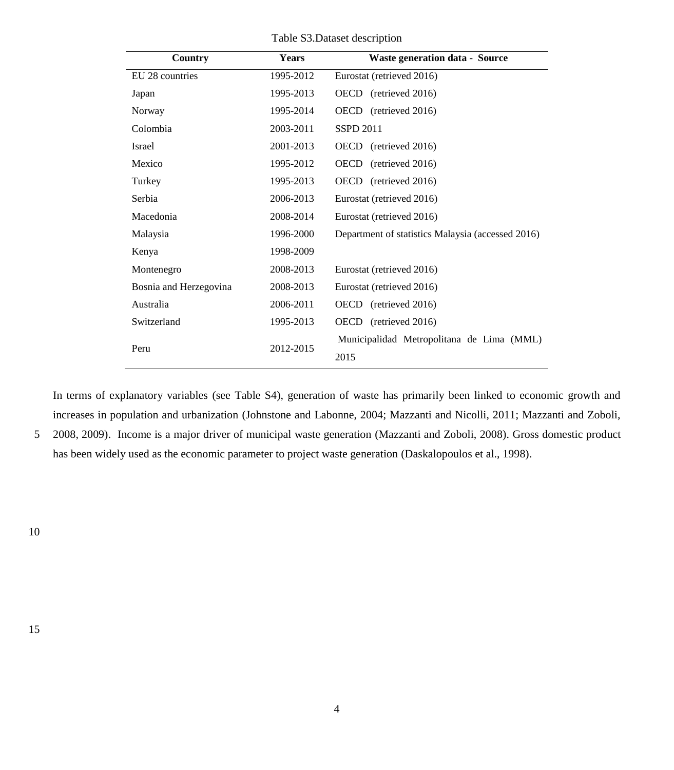Table S3.Dataset description

| Country | Years | Waste generation data - Source |
|---|---|---|
| EU 28 countries | 1995-2012 | Eurostat (retrieved 2016) |
| Japan | 1995-2013 | OECD (retrieved 2016) |
| Norway | 1995-2014 | OECD (retrieved 2016) |
| Colombia | 2003-2011 | SSPD 2011 |
| Israel | 2001-2013 | OECD (retrieved 2016) |
| Mexico | 1995-2012 | OECD (retrieved 2016) |
| Turkey | 1995-2013 | OECD (retrieved 2016) |
| Serbia | 2006-2013 | Eurostat (retrieved 2016) |
| Macedonia | 2008-2014 | Eurostat (retrieved 2016) |
| Malaysia | 1996-2000 | Department of statistics Malaysia (accessed 2016) |
| Kenya | 1998-2009 | |
| Montenegro | 2008-2013 | Eurostat (retrieved 2016) |
| Bosnia and Herzegovina | 2008-2013 | Eurostat (retrieved 2016) |
| Australia | 2006-2011 | OECD (retrieved 2016) |
| Switzerland | 1995-2013 | OECD (retrieved 2016) |
| Peru | 2012-2015 | Municipalidad Metropolitana de Lima (MML) 2015 |

In terms of explanatory variables (see Table S4), generation of waste has primarily been linked to economic growth and increases in population and urbanization (Johnstone and Labonne, 2004; Mazzanti and Nicolli, 2011; Mazzanti and Zoboli, 2008, 2009). Income is a major driver of municipal waste generation (Mazzanti and Zoboli, 2008). Gross domestic product has been widely used as the economic parameter to project waste generation (Daskalopoulos et al., 1998).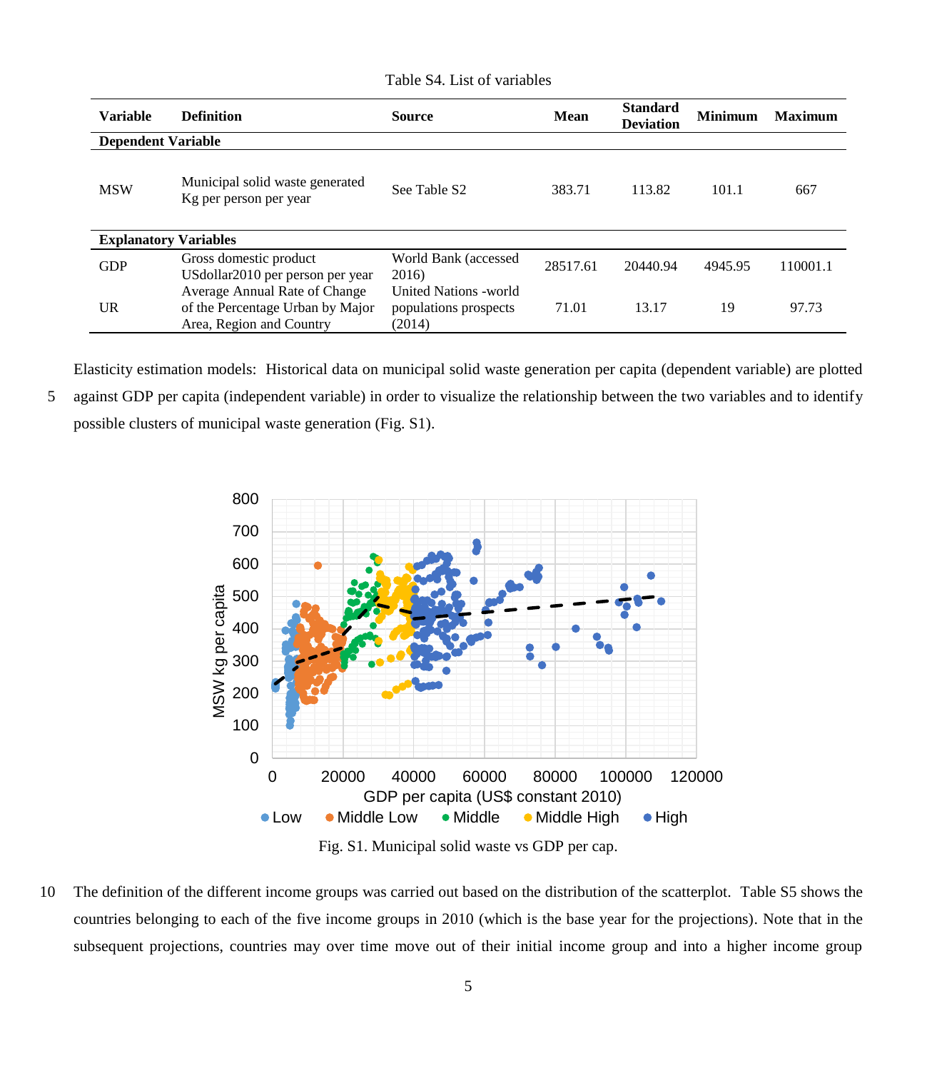Table S4. List of variables

| Variable | Definition | Source | Mean | Standard Deviation | Minimum | Maximum |
|---|---|---|---|---|---|---|
| **Dependent Variable** | | | | | | |
| MSW | Municipal solid waste generated Kg per person per year | See Table S2 | 383.71 | 113.82 | 101.1 | 667 |
| **Explanatory Variables** | | | | | | |
| GDP | Gross domestic product USdollar2010 per person per year | World Bank (accessed 2016) | 28517.61 | 20440.94 | 4945.95 | 110001.1 |
| UR | Average Annual Rate of Change of the Percentage Urban by Major Area, Region and Country | United Nations -world populations prospects (2014) | 71.01 | 13.17 | 19 | 97.73 |

Elasticity estimation models: Historical data on municipal solid waste generation per capita (dependent variable) are plotted against GDP per capita (independent variable) in order to visualize the relationship between the two variables and to identify possible clusters of municipal waste generation (Fig. S1).

Fig. S1. Municipal solid waste vs GDP per cap.

The definition of the different income groups was carried out based on the distribution of the scatterplot. Table S5 shows the countries belonging to each of the five income groups in 2010 (which is the base year for the projections). Note that in the subsequent projections, countries may over time move out of their initial income group and into a higher income group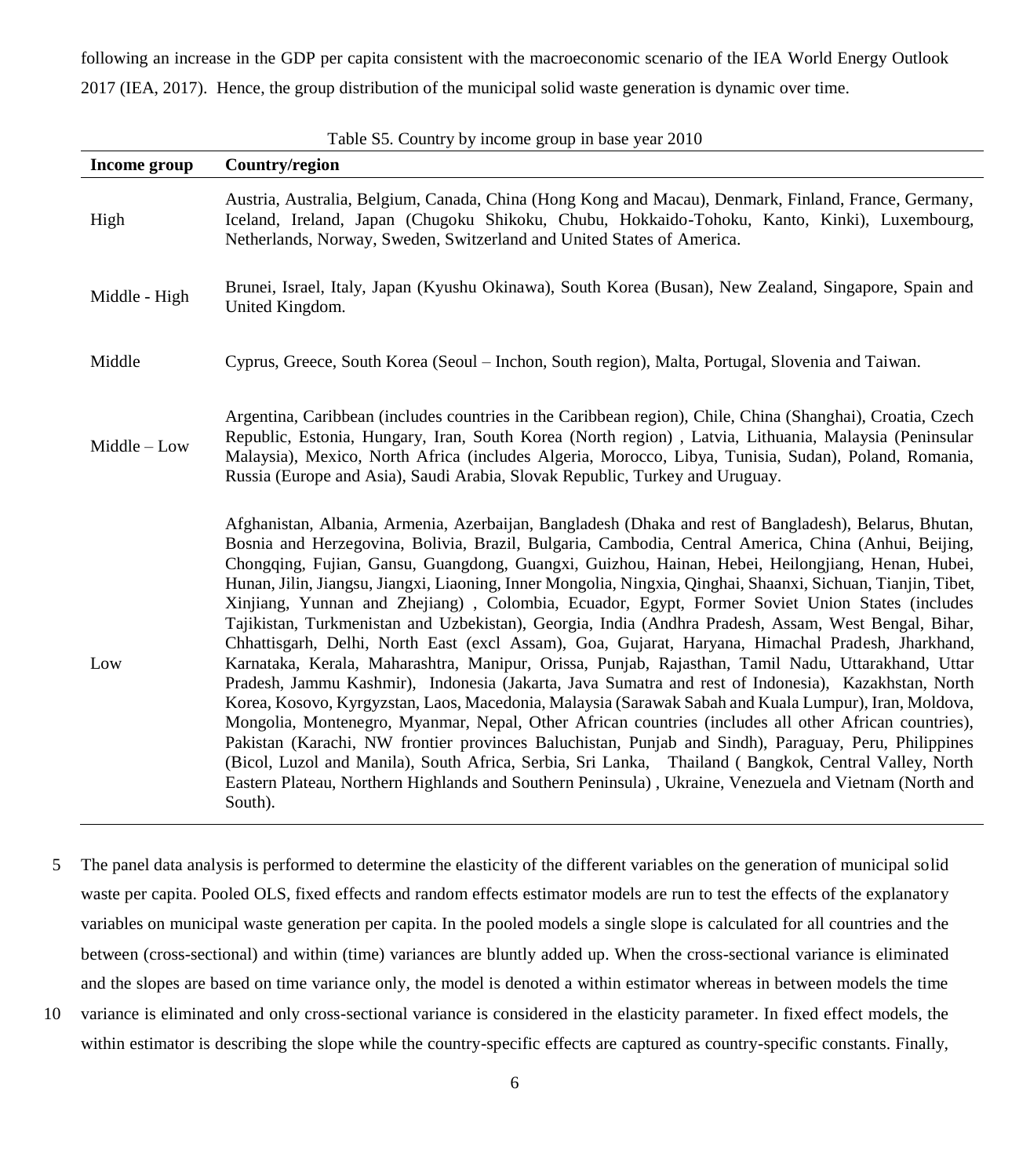following an increase in the GDP per capita consistent with the macroeconomic scenario of the IEA World Energy Outlook 2017 (IEA, 2017). Hence, the group distribution of the municipal solid waste generation is dynamic over time.

Table S5. Country by income group in base year 2010

| Income group | Country/region |
|---|---|
| High | Austria, Australia, Belgium, Canada, China (Hong Kong and Macau), Denmark, Finland, France, Germany, Iceland, Ireland, Japan (Chugoku Shikoku, Chubu, Hokkaido-Tohoku, Kanto, Kinki), Luxembourg, Netherlands, Norway, Sweden, Switzerland and United States of America. |
| Middle - High | Brunei, Israel, Italy, Japan (Kyushu Okinawa), South Korea (Busan), New Zealand, Singapore, Spain and United Kingdom. |
| Middle | Cyprus, Greece, South Korea (Seoul – Inchon, South region), Malta, Portugal, Slovenia and Taiwan. |
| Middle – Low | Argentina, Caribbean (includes countries in the Caribbean region), Chile, China (Shanghai), Croatia, Czech Republic, Estonia, Hungary, Iran, South Korea (North region) , Latvia, Lithuania, Malaysia (Peninsular Malaysia), Mexico, North Africa (includes Algeria, Morocco, Libya, Tunisia, Sudan), Poland, Romania, Russia (Europe and Asia), Saudi Arabia, Slovak Republic, Turkey and Uruguay. |
| Low | Afghanistan, Albania, Armenia, Azerbaijan, Bangladesh (Dhaka and rest of Bangladesh), Belarus, Bhutan, Bosnia and Herzegovina, Bolivia, Brazil, Bulgaria, Cambodia, Central America, China (Anhui, Beijing, Chongqing, Fujian, Gansu, Guangdong, Guangxi, Guizhou, Hainan, Hebei, Heilongjiang, Henan, Hubei, Hunan, Jilin, Jiangsu, Jiangxi, Liaoning, Inner Mongolia, Ningxia, Qinghai, Shaanxi, Sichuan, Tianjin, Tibet, Xinjiang, Yunnan and Zhejiang) , Colombia, Ecuador, Egypt, Former Soviet Union States (includes Tajikistan, Turkmenistan and Uzbekistan), Georgia, India (Andhra Pradesh, Assam, West Bengal, Bihar, Chhattisgarh, Delhi, North East (excl Assam), Goa, Gujarat, Haryana, Himachal Pradesh, Jharkhand, Karnataka, Kerala, Maharashtra, Manipur, Orissa, Punjab, Rajasthan, Tamil Nadu, Uttarakhand, Uttar Pradesh, Jammu Kashmir), Indonesia (Jakarta, Java Sumatra and rest of Indonesia), Kazakhstan, North Korea, Kosovo, Kyrgyzstan, Laos, Macedonia, Malaysia (Sarawak Sabah and Kuala Lumpur), Iran, Moldova, Mongolia, Montenegro, Myanmar, Nepal, Other African countries (includes all other African countries), Pakistan (Karachi, NW frontier provinces Baluchistan, Punjab and Sindh), Paraguay, Peru, Philippines (Bicol, Luzol and Manila), South Africa, Serbia, Sri Lanka, Thailand ( Bangkok, Central Valley, North Eastern Plateau, Northern Highlands and Southern Peninsula) , Ukraine, Venezuela and Vietnam (North and South). |

The panel data analysis is performed to determine the elasticity of the different variables on the generation of municipal solid waste per capita. Pooled OLS, fixed effects and random effects estimator models are run to test the effects of the explanatory variables on municipal waste generation per capita. In the pooled models a single slope is calculated for all countries and the between (cross-sectional) and within (time) variances are bluntly added up. When the cross-sectional variance is eliminated and the slopes are based on time variance only, the model is denoted a within estimator whereas in between models the time variance is eliminated and only cross-sectional variance is considered in the elasticity parameter. In fixed effect models, the within estimator is describing the slope while the country-specific effects are captured as country-specific constants. Finally,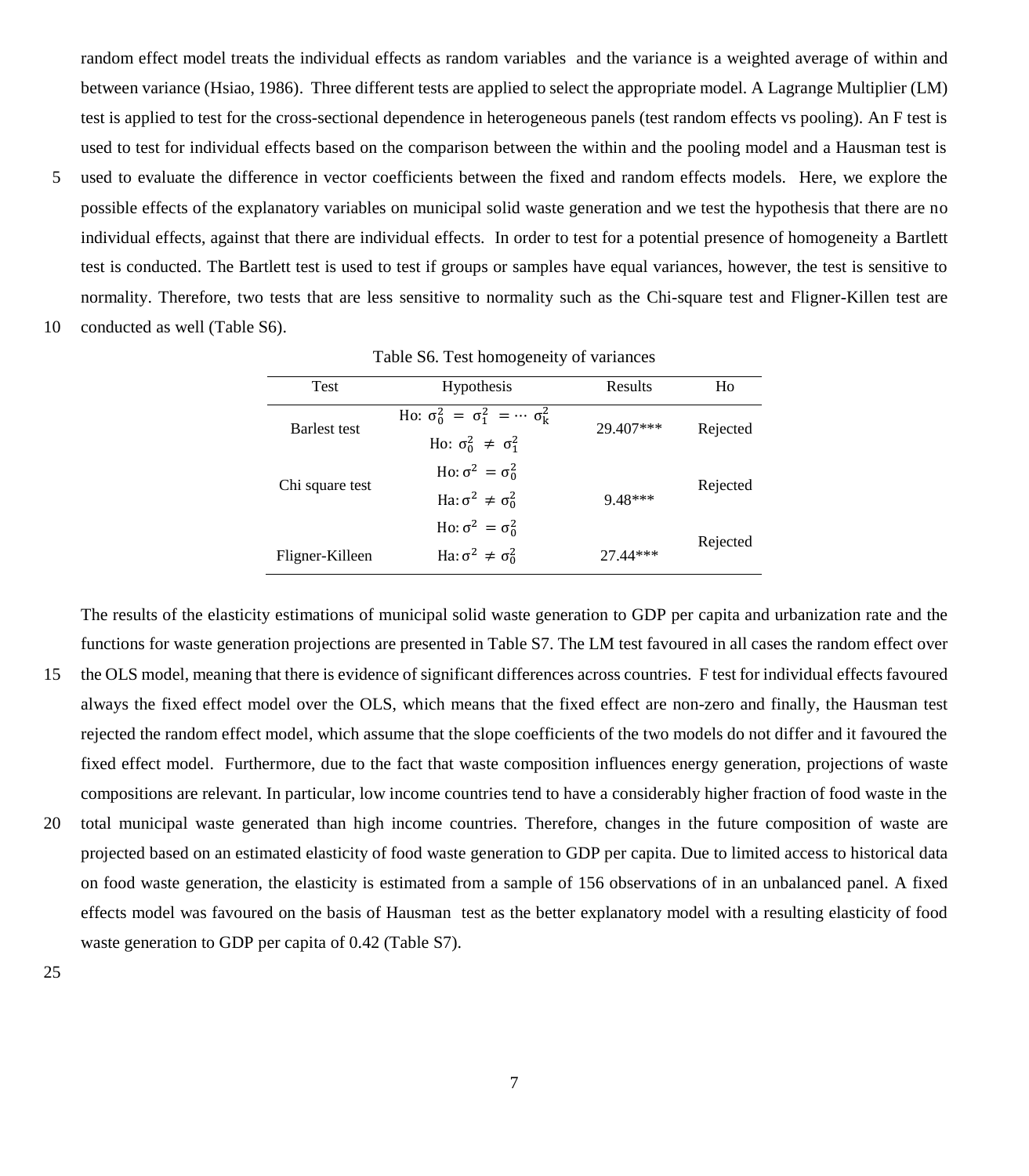random effect model treats the individual effects as random variables and the variance is a weighted average of within and between variance (Hsiao, 1986). Three different tests are applied to select the appropriate model. A Lagrange Multiplier (LM) test is applied to test for the cross-sectional dependence in heterogeneous panels (test random effects vs pooling). An F test is used to test for individual effects based on the comparison between the within and the pooling model and a Hausman test is used to evaluate the difference in vector coefficients between the fixed and random effects models. Here, we explore the possible effects of the explanatory variables on municipal solid waste generation and we test the hypothesis that there are no individual effects, against that there are individual effects. In order to test for a potential presence of homogeneity a Bartlett test is conducted. The Bartlett test is used to test if groups or samples have equal variances, however, the test is sensitive to normality. Therefore, two tests that are less sensitive to normality such as the Chi-square test and Fligner-Killen test are conducted as well (Table S6).

Table S6. Test homogeneity of variances

| Test | Hypothesis | Results | Ho |
|---|---|---|---|
| Barlest test | Ho: $\sigma_0^2 = \sigma_1^2 = \cdots \sigma_k^2$<br>Ho: $\sigma_0^2 \neq \sigma_1^2$ | 29.407*** | Rejected |
| Chi square test | Ho: $\sigma^2 = \sigma_0^2$<br>Ha: $\sigma^2 \neq \sigma_0^2$ | 9.48*** | Rejected |
| Fligner-Killeen | Ho: $\sigma^2 = \sigma_0^2$<br>Ha: $\sigma^2 \neq \sigma_0^2$ | 27.44*** | Rejected |

The results of the elasticity estimations of municipal solid waste generation to GDP per capita and urbanization rate and the functions for waste generation projections are presented in Table S7. The LM test favoured in all cases the random effect over the OLS model, meaning that there is evidence of significant differences across countries. F test for individual effects favoured always the fixed effect model over the OLS, which means that the fixed effect are non-zero and finally, the Hausman test rejected the random effect model, which assume that the slope coefficients of the two models do not differ and it favoured the fixed effect model. Furthermore, due to the fact that waste composition influences energy generation, projections of waste compositions are relevant. In particular, low income countries tend to have a considerably higher fraction of food waste in the total municipal waste generated than high income countries. Therefore, changes in the future composition of waste are projected based on an estimated elasticity of food waste generation to GDP per capita. Due to limited access to historical data on food waste generation, the elasticity is estimated from a sample of 156 observations of in an unbalanced panel. A fixed effects model was favoured on the basis of Hausman test as the better explanatory model with a resulting elasticity of food waste generation to GDP per capita of 0.42 (Table S7).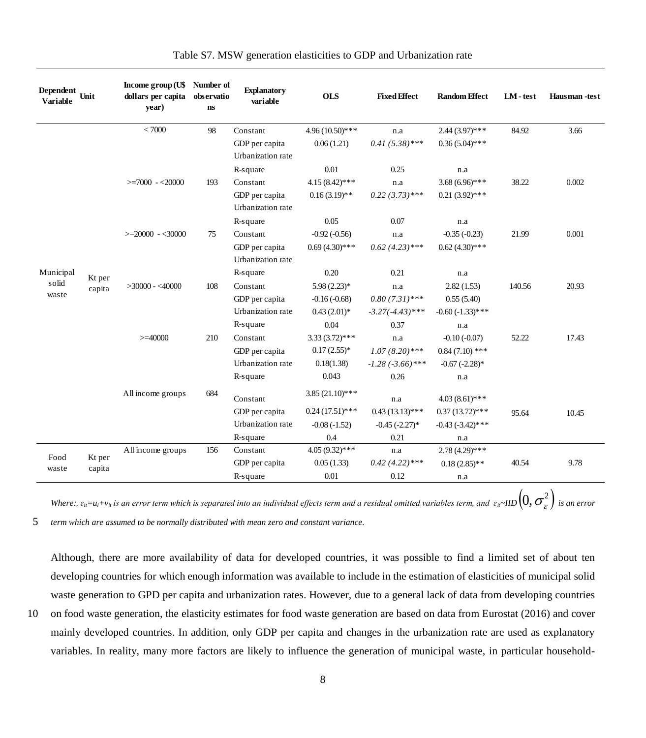Table S7. MSW generation elasticities to GDP and Urbanization rate

| Dependent Variable | Unit | Income group (U$ dollars per capita year) | Number of observations | Explanatory variable | OLS | Fixed Effect | Random Effect | LM - test | Hausman -test |
|---|---|---|---|---|---|---|---|---|---|
| Municipal solid waste | Kt per capita | < 7000 | 98 | Constant | 4.96 (10.50)*** | n.a | 2.44 (3.97)*** | 84.92 | 3.66 |
| | | | | GDP per capita | 0.06 (1.21) | *0.41 (5.38)**** | 0.36 (5.04)*** | | |
| | | | | Urbanization rate | | | | | |
| | | | | R-square | 0.01 | 0.25 | n.a | | |
| | | >=7000 - <20000 | 193 | Constant | 4.15 (8.42)*** | n.a | 3.68 (6.96)*** | 38.22 | 0.002 |
| | | | | GDP per capita | 0.16 (3.19)** | *0.22 (3.73)**** | 0.21 (3.92)*** | | |
| | | | | Urbanization rate | | | | | |
| | | | | R-square | 0.05 | 0.07 | n.a | | |
| | | >=20000 - <30000 | 75 | Constant | -0.92 (-0.56) | n.a | -0.35 (-0.23) | 21.99 | 0.001 |
| | | | | GDP per capita | 0.69 (4.30)*** | *0.62 (4.23)**** | 0.62 (4.30)*** | | |
| | | | | Urbanization rate | | | | | |
| | | | | R-square | 0.20 | 0.21 | n.a | | |
| | | >30000 - <40000 | 108 | Constant | 5.98 (2.23)* | n.a | 2.82 (1.53) | 140.56 | 20.93 |
| | | | | GDP per capita | -0.16 (-0.68) | *0.80 (7.31)**** | 0.55 (5.40) | | |
| | | | | Urbanization rate | 0.43 (2.01)* | *-3.27(-4.43)**** | -0.60 (-1.33)*** | | |
| | | | | R-square | 0.04 | 0.37 | n.a | | |
| | | >=40000 | 210 | Constant | 3.33 (3.72)*** | n.a | -0.10 (-0.07) | 52.22 | 17.43 |
| | | | | GDP per capita | 0.17 (2.55)* | *1.07 (8.20)**** | 0.84 (7.10) *** | | |
| | | | | Urbanization rate | 0.18(1.38) | *-1.28 (-3.66)**** | -0.67 (-2.28)* | | |
| | | | | R-square | 0.043 | 0.26 | n.a | | |
| | | All income groups | 684 | Constant | 3.85 (21.10)*** | n.a | 4.03 (8.61)*** | 95.64 | 10.45 |
| | | | | GDP per capita | 0.24 (17.51)*** | 0.43 (13.13)*** | 0.37 (13.72)*** | | |
| | | | | Urbanization rate | -0.08 (-1.52) | -0.45 (-2.27)* | -0.43 (-3.42)*** | | |
| | | | | R-square | 0.4 | 0.21 | n.a | | |
| Food waste | Kt per capita | All income groups | 156 | Constant | 4.05 (9.32)*** | n.a | 2.78 (4.29)*** | 40.54 | 9.78 |
| | | | | GDP per capita | 0.05 (1.33) | *0.42 (4.22)**** | 0.18 (2.85)** | | |
| | | | | R-square | 0.01 | 0.12 | n.a | | |

*Where:, $\varepsilon_{it}=u_i+v_{it}$ is an error term which is separated into an individual effects term and a residual omitted variables term, and $\varepsilon_{it}\sim IID\left(0,\sigma_{\varepsilon}^{2}\right)$ is an error term which are assumed to be normally distributed with mean zero and constant variance.*

Although, there are more availability of data for developed countries, it was possible to find a limited set of about ten developing countries for which enough information was available to include in the estimation of elasticities of municipal solid waste generation to GPD per capita and urbanization rates. However, due to a general lack of data from developing countries on food waste generation, the elasticity estimates for food waste generation are based on data from Eurostat (2016) and cover mainly developed countries. In addition, only GDP per capita and changes in the urbanization rate are used as explanatory variables. In reality, many more factors are likely to influence the generation of municipal waste, in particular household-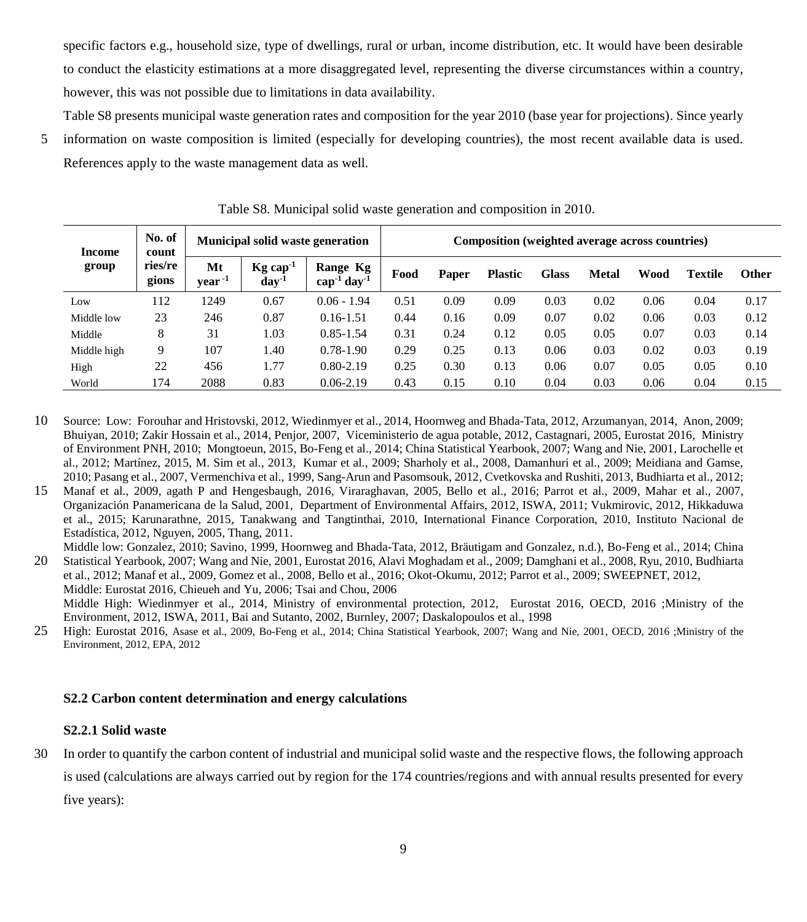specific factors e.g., household size, type of dwellings, rural or urban, income distribution, etc. It would have been desirable to conduct the elasticity estimations at a more disaggregated level, representing the diverse circumstances within a country, however, this was not possible due to limitations in data availability.

Table S8 presents municipal waste generation rates and composition for the year 2010 (base year for projections). Since yearly information on waste composition is limited (especially for developing countries), the most recent available data is used. References apply to the waste management data as well.

Table S8. Municipal solid waste generation and composition in 2010.

| Income group | No. of countries/regions | Municipal solid waste generation | | | Composition (weighted average across countries) | | | | | | | |
|---|---|---|---|---|---|---|---|---|---|---|---|---|
| | | Mt year$^{-1}$ | Kg cap$^{-1}$ day$^{-1}$ | Range Kg cap$^{-1}$ day$^{-1}$ | Food | Paper | Plastic | Glass | Metal | Wood | Textile | Other |
| Low | 112 | 1249 | 0.67 | 0.06 - 1.94 | 0.51 | 0.09 | 0.09 | 0.03 | 0.02 | 0.06 | 0.04 | 0.17 |
| Middle low | 23 | 246 | 0.87 | 0.16-1.51 | 0.44 | 0.16 | 0.09 | 0.07 | 0.02 | 0.06 | 0.03 | 0.12 |
| Middle | 8 | 31 | 1.03 | 0.85-1.54 | 0.31 | 0.24 | 0.12 | 0.05 | 0.05 | 0.07 | 0.03 | 0.14 |
| Middle high | 9 | 107 | 1.40 | 0.78-1.90 | 0.29 | 0.25 | 0.13 | 0.06 | 0.03 | 0.02 | 0.03 | 0.19 |
| High | 22 | 456 | 1.77 | 0.80-2.19 | 0.25 | 0.30 | 0.13 | 0.06 | 0.07 | 0.05 | 0.05 | 0.10 |
| World | 174 | 2088 | 0.83 | 0.06-2.19 | 0.43 | 0.15 | 0.10 | 0.04 | 0.03 | 0.06 | 0.04 | 0.15 |

Source: Low: Forouhar and Hristovski, 2012, Wiedinmyer et al., 2014, Hoornweg and Bhada-Tata, 2012, Arzumanyan, 2014, Anon, 2009; Bhuiyan, 2010; Zakir Hossain et al., 2014, Penjor, 2007, Viceministerio de agua potable, 2012, Castagnari, 2005, Eurostat 2016, Ministry of Environment PNH, 2010; Mongtoeun, 2015, Bo-Feng et al., 2014; China Statistical Yearbook, 2007; Wang and Nie, 2001, Larochelle et al., 2012; Martínez, 2015, M. Sim et al., 2013, Kumar et al., 2009; Sharholy et al., 2008, Damanhuri et al., 2009; Meidiana and Gamse, 2010; Pasang et al., 2007, Vermenchiva et al., 1999, Sang-Arun and Pasomsouk, 2012, Cvetkovska and Rushiti, 2013, Budhiarta et al., 2012; Manaf et al., 2009, agath P and Hengesbaugh, 2016, Viraraghavan, 2005, Bello et al., 2016; Parrot et al., 2009, Mahar et al., 2007, Organización Panamericana de la Salud, 2001, Department of Environmental Affairs, 2012, ISWA, 2011; Vukmirovic, 2012, Hikkaduwa et al., 2015; Karunarathne, 2015, Tanakwang and Tangtinthai, 2010, International Finance Corporation, 2010, Instituto Nacional de Estadística, 2012, Nguyen, 2005, Thang, 2011.

Middle low: Gonzalez, 2010; Savino, 1999, Hoornweg and Bhada-Tata, 2012, Bräutigam and Gonzalez, n.d.), Bo-Feng et al., 2014; China Statistical Yearbook, 2007; Wang and Nie, 2001, Eurostat 2016, Alavi Moghadam et al., 2009; Damghani et al., 2008, Ryu, 2010, Budhiarta et al., 2012; Manaf et al., 2009, Gomez et al., 2008, Bello et al., 2016; Okot-Okumu, 2012; Parrot et al., 2009; SWEEPNET, 2012,

Middle: Eurostat 2016, Chieueh and Yu, 2006; Tsai and Chou, 2006

Middle High: Wiedinmyer et al., 2014, Ministry of environmental protection, 2012, Eurostat 2016, OECD, 2016 ;Ministry of the Environment, 2012, ISWA, 2011, Bai and Sutanto, 2002, Burnley, 2007; Daskalopoulos et al., 1998

High: Eurostat 2016, Asase et al., 2009, Bo-Feng et al., 2014; China Statistical Yearbook, 2007; Wang and Nie, 2001, OECD, 2016 ;Ministry of the Environment, 2012, EPA, 2012

### S2.2 Carbon content determination and energy calculations

#### S2.2.1 Solid waste

In order to quantify the carbon content of industrial and municipal solid waste and the respective flows, the following approach is used (calculations are always carried out by region for the 174 countries/regions and with annual results presented for every five years):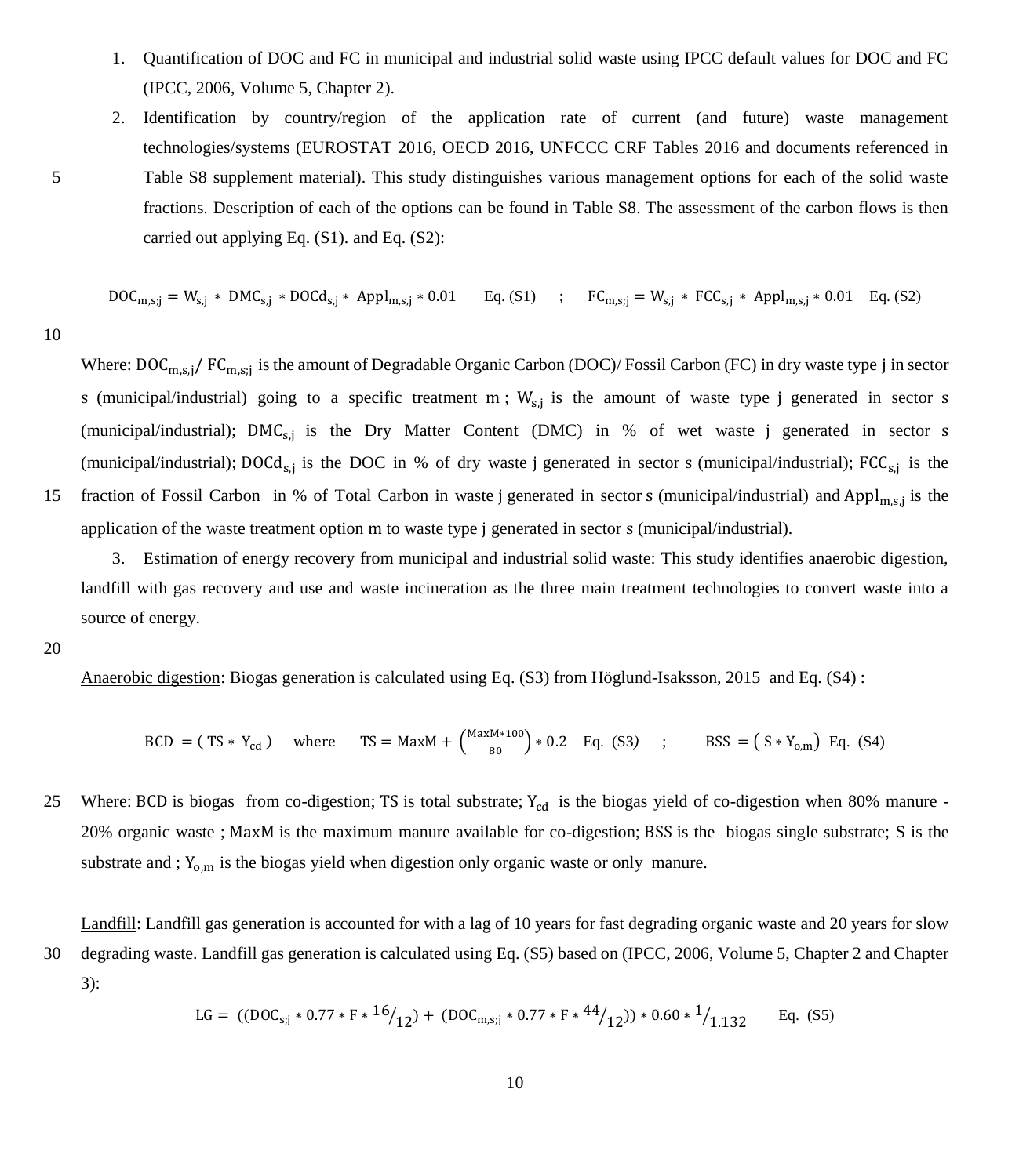1. Quantification of DOC and FC in municipal and industrial solid waste using IPCC default values for DOC and FC (IPCC, 2006, Volume 5, Chapter 2).
2. Identification by country/region of the application rate of current (and future) waste management technologies/systems (EUROSTAT 2016, OECD 2016, UNFCCC CRF Tables 2016 and documents referenced in Table S8 supplement material). This study distinguishes various management options for each of the solid waste fractions. Description of each of the options can be found in Table S8. The assessment of the carbon flows is then carried out applying Eq. (S1). and Eq. (S2):

$$DOC_{m,s;j} = W_{s,j} * DMC_{s,j} * DOCd_{s,j} * Appl_{m,s,j} * 0.01 \quad \text{Eq. (S1)} \quad ; \quad FC_{m,s;j} = W_{s,j} * FCC_{s,j} * Appl_{m,s,j} * 0.01 \quad \text{Eq. (S2)}$$

Where: $DOC_{m,s,j}$/ $FC_{m,s;j}$ is the amount of Degradable Organic Carbon (DOC)/ Fossil Carbon (FC) in dry waste type j in sector s (municipal/industrial) going to a specific treatment m ; $W_{s,j}$ is the amount of waste type j generated in sector s (municipal/industrial); $DMC_{s,j}$ is the Dry Matter Content (DMC) in % of wet waste j generated in sector s (municipal/industrial); $DOCd_{s,j}$ is the DOC in % of dry waste j generated in sector s (municipal/industrial); $FCC_{s,j}$ is the fraction of Fossil Carbon in % of Total Carbon in waste j generated in sector s (municipal/industrial) and $Appl_{m,s,j}$ is the application of the waste treatment option m to waste type j generated in sector s (municipal/industrial).

3. Estimation of energy recovery from municipal and industrial solid waste: This study identifies anaerobic digestion, landfill with gas recovery and use and waste incineration as the three main treatment technologies to convert waste into a source of energy.

Anaerobic digestion: Biogas generation is calculated using Eq. (S3) from Höglund-Isaksson, 2015 and Eq. (S4) :

$$BCD = (TS * Y_{cd}) \quad \text{where} \quad TS = MaxM + \left(\frac{MaxM*100}{80}\right) * 0.2 \quad \text{Eq. (S3)} \quad ; \quad BSS = (S * Y_{o,m}) \quad \text{Eq. (S4)}$$

Where: BCD is biogas from co-digestion; TS is total substrate; $Y_{cd}$ is the biogas yield of co-digestion when 80% manure - 20% organic waste ; MaxM is the maximum manure available for co-digestion; BSS is the biogas single substrate; S is the substrate and ; $Y_{o,m}$ is the biogas yield when digestion only organic waste or only manure.

Landfill: Landfill gas generation is accounted for with a lag of 10 years for fast degrading organic waste and 20 years for slow degrading waste. Landfill gas generation is calculated using Eq. (S5) based on (IPCC, 2006, Volume 5, Chapter 2 and Chapter 3):

$$LG = ((DOC_{s;j} * 0.77 * F * {}^{16}/_{12}) + (DOC_{m,s;j} * 0.77 * F * {}^{44}/_{12})) * 0.60 * {}^{1}/_{1.132} \quad \text{Eq. (S5)}$$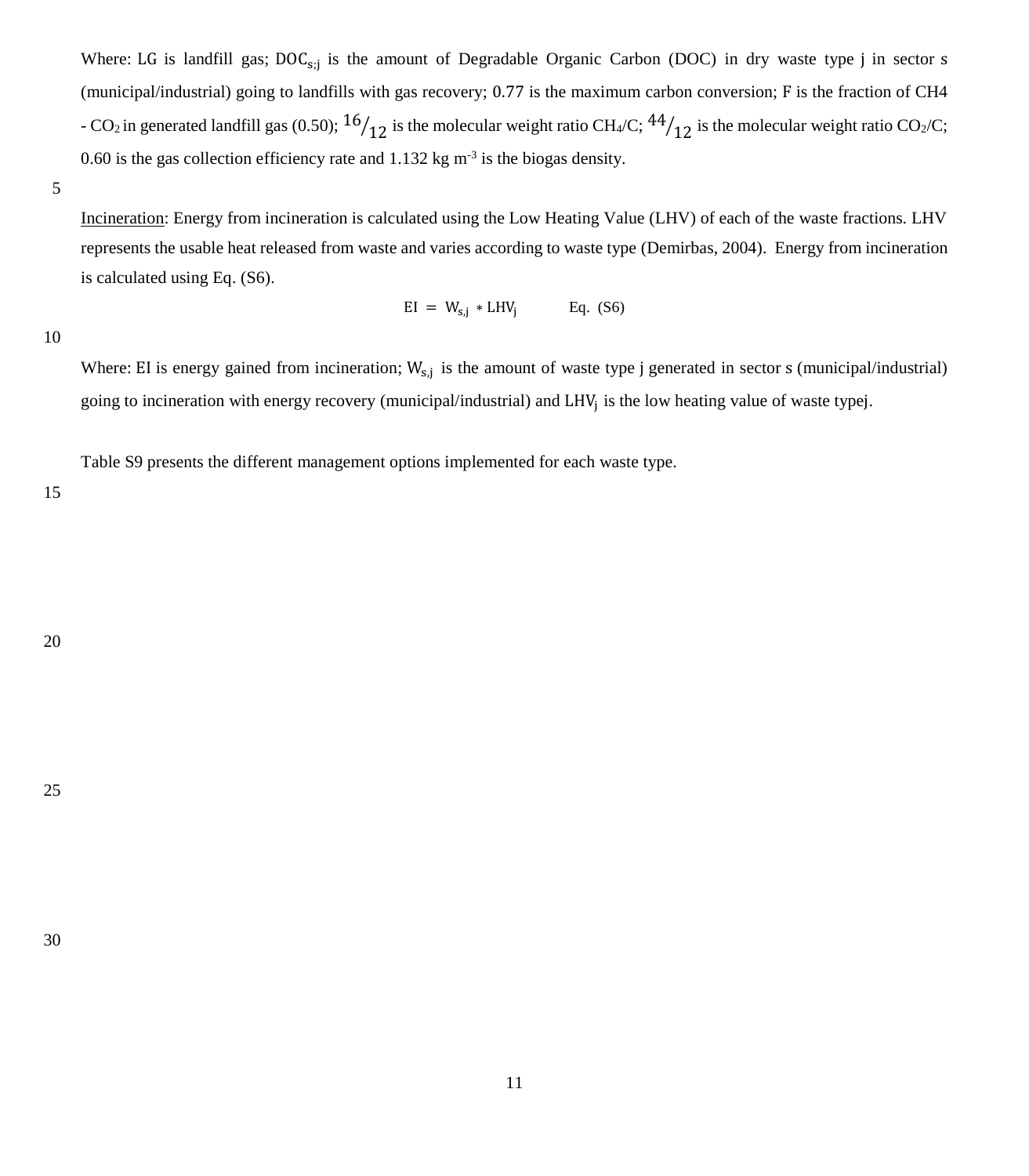Where: LG is landfill gas; $DOC_{s;j}$ is the amount of Degradable Organic Carbon (DOC) in dry waste type j in sector s (municipal/industrial) going to landfills with gas recovery; 0.77 is the maximum carbon conversion; F is the fraction of $CH_4$ - $CO_2$ in generated landfill gas (0.50); $^{16}/_{12}$ is the molecular weight ratio $CH_4$/C; $^{44}/_{12}$ is the molecular weight ratio $CO_2$/C; 0.60 is the gas collection efficiency rate and 1.132 kg $m^{-3}$ is the biogas density.

<u>Incineration</u>: Energy from incineration is calculated using the Low Heating Value (LHV) of each of the waste fractions. LHV represents the usable heat released from waste and varies according to waste type (Demirbas, 2004). Energy from incineration is calculated using Eq. (S6).

$$EI = W_{s,j} * LHV_j \qquad \text{Eq. (S6)}$$

Where: EI is energy gained from incineration; $W_{s,j}$ is the amount of waste type j generated in sector s (municipal/industrial) going to incineration with energy recovery (municipal/industrial) and $LHV_j$ is the low heating value of waste typej.

Table S9 presents the different management options implemented for each waste type.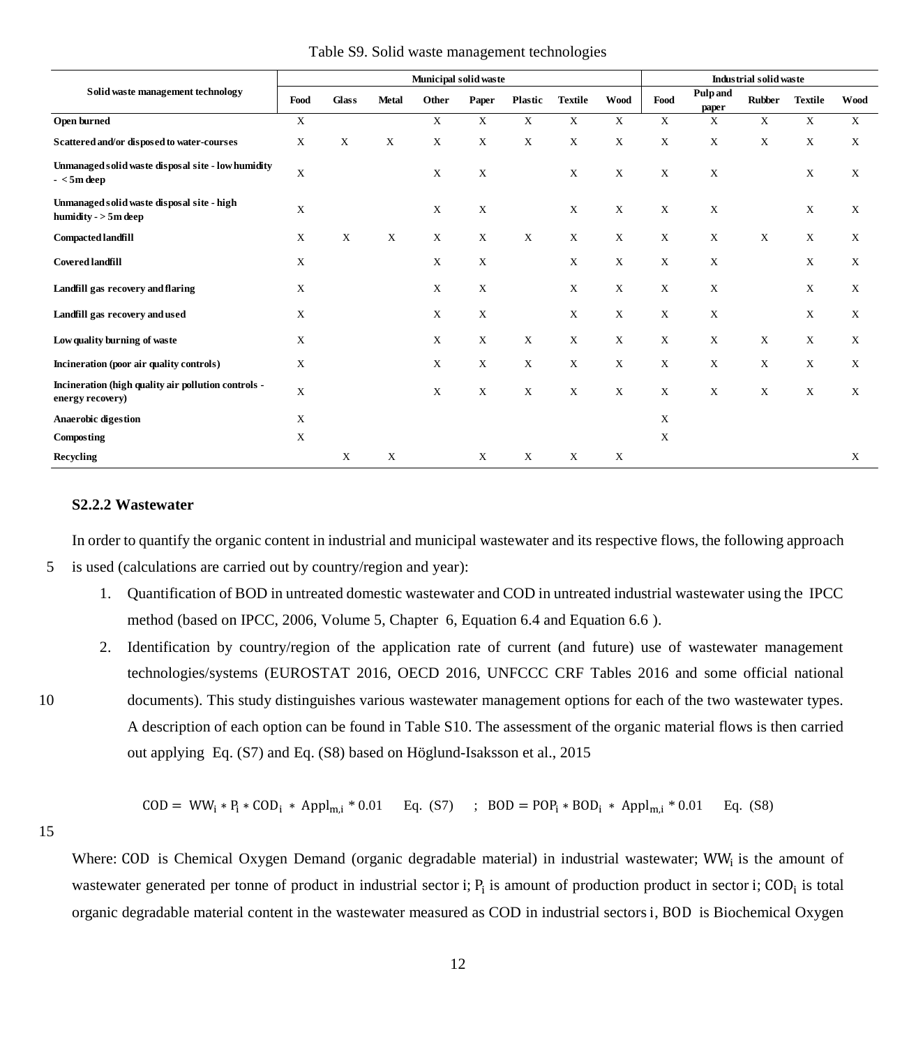Table S9. Solid waste management technologies

| Solid waste management technology | Municipal solid waste | | | | | | | | Industrial solid waste | | | | |
|---|---|---|---|---|---|---|---|---|---|---|---|---|---|
| | Food | Glass | Metal | Other | Paper | Plastic | Textile | Wood | Food | Pulp and paper | Rubber | Textile | Wood |
| **Open burned** | X | | | X | X | X | X | X | X | X | X | X | X |
| **Scattered and/or disposed to water-courses** | X | X | X | X | X | X | X | X | X | X | X | X | X |
| **Unmanaged solid waste disposal site - low humidity - < 5m deep** | X | | | X | X | | X | X | X | X | | X | X |
| **Unmanaged solid waste disposal site - high humidity - > 5m deep** | X | | | X | X | | X | X | X | X | | X | X |
| **Compacted landfill** | X | X | X | X | X | X | X | X | X | X | X | X | X |
| **Covered landfill** | X | | | X | X | | X | X | X | X | | X | X |
| **Landfill gas recovery and flaring** | X | | | X | X | | X | X | X | X | | X | X |
| **Landfill gas recovery and used** | X | | | X | X | | X | X | X | X | | X | X |
| **Low quality burning of waste** | X | | | X | X | X | X | X | X | X | X | X | X |
| **Incineration (poor air quality controls)** | X | | | X | X | X | X | X | X | X | X | X | X |
| **Incineration (high quality air pollution controls - energy recovery)** | X | | | X | X | X | X | X | X | X | X | X | X |
| **Anaerobic digestion** | X | | | | | | | | X | | | | |
| **Composting** | X | | | | | | | | X | | | | |
| **Recycling** | | X | X | | X | X | X | X | | | | | X |

### S2.2.2 Wastewater

In order to quantify the organic content in industrial and municipal wastewater and its respective flows, the following approach is used (calculations are carried out by country/region and year):

1. Quantification of BOD in untreated domestic wastewater and COD in untreated industrial wastewater using the IPCC method (based on IPCC, 2006, Volume 5, Chapter 6, Equation 6.4 and Equation 6.6 ).
2. Identification by country/region of the application rate of current (and future) use of wastewater management technologies/systems (EUROSTAT 2016, OECD 2016, UNFCCC CRF Tables 2016 and some official national documents). This study distinguishes various wastewater management options for each of the two wastewater types. A description of each option can be found in Table S10. The assessment of the organic material flows is then carried out applying Eq. (S7) and Eq. (S8) based on Höglund-Isaksson et al., 2015

$$COD = WW_i * P_i * COD_i * Appl_{m,i} * 0.01 \quad \text{Eq. (S7)} \quad ; \quad BOD = POP_i * BOD_i * Appl_{m,i} * 0.01 \quad \text{Eq. (S8)}$$

Where: $COD$ is Chemical Oxygen Demand (organic degradable material) in industrial wastewater; $WW_i$ is the amount of wastewater generated per tonne of product in industrial sector i; $P_i$ is amount of production product in sector i; $COD_i$ is total organic degradable material content in the wastewater measured as COD in industrial sectors i, $BOD$ is Biochemical Oxygen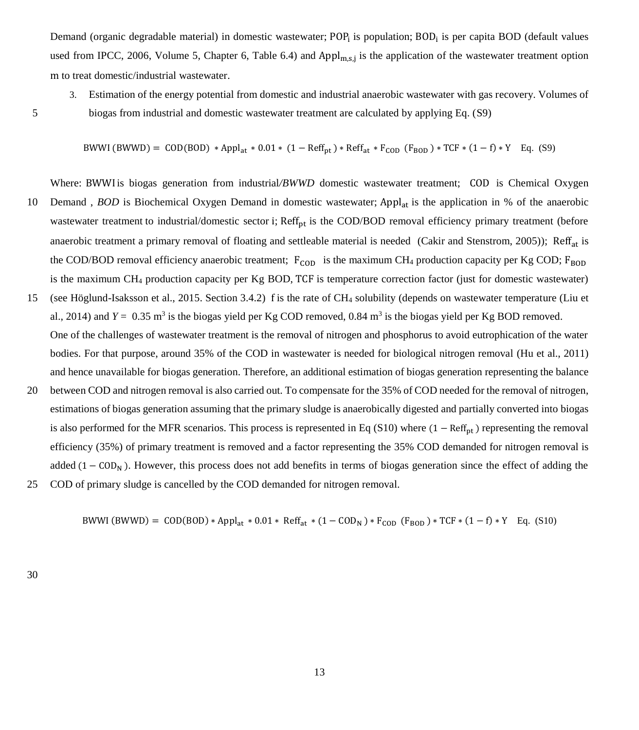Demand (organic degradable material) in domestic wastewater; $POP_i$ is population; $BOD_i$ is per capita BOD (default values used from IPCC, 2006, Volume 5, Chapter 6, Table 6.4) and $Appl_{m,s,j}$ is the application of the wastewater treatment option m to treat domestic/industrial wastewater.

3. Estimation of the energy potential from domestic and industrial anaerobic wastewater with gas recovery. Volumes of biogas from industrial and domestic wastewater treatment are calculated by applying Eq. (S9)

$$BWWI\ (BWWD) = COD(BOD) * Appl_{at} * 0.01 * (1 - Reff_{pt}) * Reff_{at} * F_{COD}\ (F_{BOD}) * TCF * (1 - f) * Y \quad \text{Eq. (S9)}$$

Where: BWWI is biogas generation from industrial/*BWWD* domestic wastewater treatment; COD is Chemical Oxygen Demand , *BOD* is Biochemical Oxygen Demand in domestic wastewater; $Appl_{at}$ is the application in % of the anaerobic wastewater treatment to industrial/domestic sector i; $Reff_{pt}$ is the COD/BOD removal efficiency primary treatment (before anaerobic treatment a primary removal of floating and settleable material is needed (Cakir and Stenstrom, 2005)); $Reff_{at}$ is the COD/BOD removal efficiency anaerobic treatment; $F_{COD}$ is the maximum $CH_4$ production capacity per Kg COD; $F_{BOD}$ is the maximum $CH_4$ production capacity per Kg BOD, TCF is temperature correction factor (just for domestic wastewater) (see Höglund-Isaksson et al., 2015. Section 3.4.2) f is the rate of $CH_4$ solubility (depends on wastewater temperature (Liu et al., 2014) and *Y* = 0.35 $m^3$ is the biogas yield per Kg COD removed, 0.84 $m^3$ is the biogas yield per Kg BOD removed.

One of the challenges of wastewater treatment is the removal of nitrogen and phosphorus to avoid eutrophication of the water bodies. For that purpose, around 35% of the COD in wastewater is needed for biological nitrogen removal (Hu et al., 2011) and hence unavailable for biogas generation. Therefore, an additional estimation of biogas generation representing the balance between COD and nitrogen removal is also carried out. To compensate for the 35% of COD needed for the removal of nitrogen, estimations of biogas generation assuming that the primary sludge is anaerobically digested and partially converted into biogas is also performed for the MFR scenarios. This process is represented in Eq (S10) where $(1 - Reff_{pt})$ representing the removal efficiency (35%) of primary treatment is removed and a factor representing the 35% COD demanded for nitrogen removal is added $(1 - COD_N)$. However, this process does not add benefits in terms of biogas generation since the effect of adding the COD of primary sludge is cancelled by the COD demanded for nitrogen removal.

$$BWWI\ (BWWD) = COD(BOD) * Appl_{at} * 0.01 * Reff_{at} * (1 - COD_N) * F_{COD}\ (F_{BOD}) * TCF * (1 - f) * Y \quad \text{Eq. (S10)}$$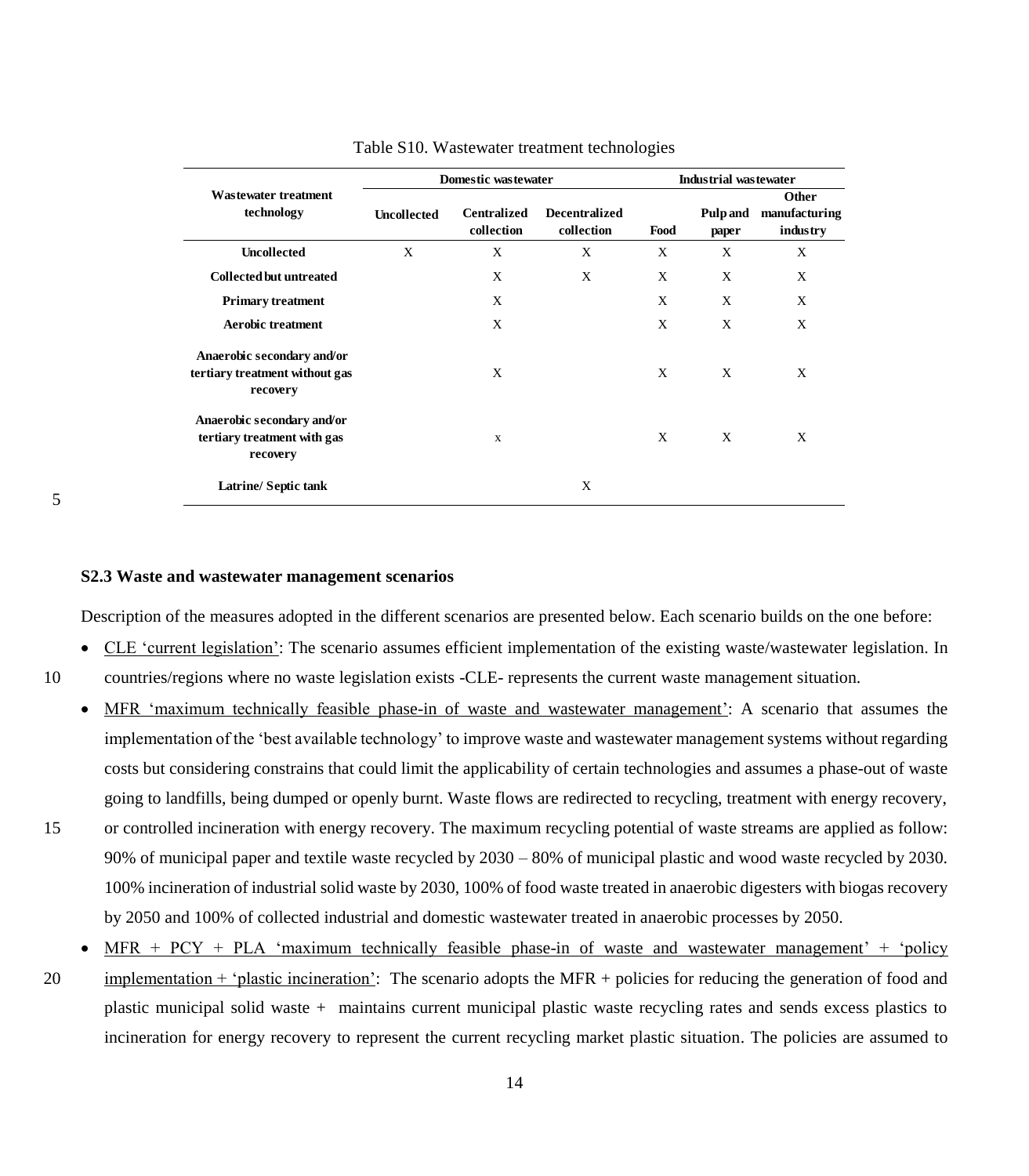Table S10. Wastewater treatment technologies

| Wastewater treatment technology | Domestic wastewater | | | Industrial wastewater | | |
|---|---|---|---|---|---|---|
| | Uncollected | Centralized collection | Decentralized collection | Food | Pulp and paper | Other manufacturing industry |
| Uncollected | X | X | X | X | X | X |
| Collected but untreated | | X | X | X | X | X |
| Primary treatment | | X | | X | X | X |
| Aerobic treatment | | X | | X | X | X |
| Anaerobic secondary and/or tertiary treatment without gas recovery | | X | | X | X | X |
| Anaerobic secondary and/or tertiary treatment with gas recovery | | x | | X | X | X |
| Latrine/ Septic tank | | | X | | | |

### S2.3 Waste and wastewater management scenarios

Description of the measures adopted in the different scenarios are presented below. Each scenario builds on the one before:

- CLE 'current legislation': The scenario assumes efficient implementation of the existing waste/wastewater legislation. In countries/regions where no waste legislation exists -CLE- represents the current waste management situation.
- MFR 'maximum technically feasible phase-in of waste and wastewater management': A scenario that assumes the implementation of the 'best available technology' to improve waste and wastewater management systems without regarding costs but considering constrains that could limit the applicability of certain technologies and assumes a phase-out of waste going to landfills, being dumped or openly burnt. Waste flows are redirected to recycling, treatment with energy recovery, or controlled incineration with energy recovery. The maximum recycling potential of waste streams are applied as follow: 90% of municipal paper and textile waste recycled by 2030 – 80% of municipal plastic and wood waste recycled by 2030. 100% incineration of industrial solid waste by 2030, 100% of food waste treated in anaerobic digesters with biogas recovery by 2050 and 100% of collected industrial and domestic wastewater treated in anaerobic processes by 2050.
- MFR + PCY + PLA 'maximum technically feasible phase-in of waste and wastewater management' + 'policy implementation + 'plastic incineration': The scenario adopts the MFR + policies for reducing the generation of food and plastic municipal solid waste + maintains current municipal plastic waste recycling rates and sends excess plastics to incineration for energy recovery to represent the current recycling market plastic situation. The policies are assumed to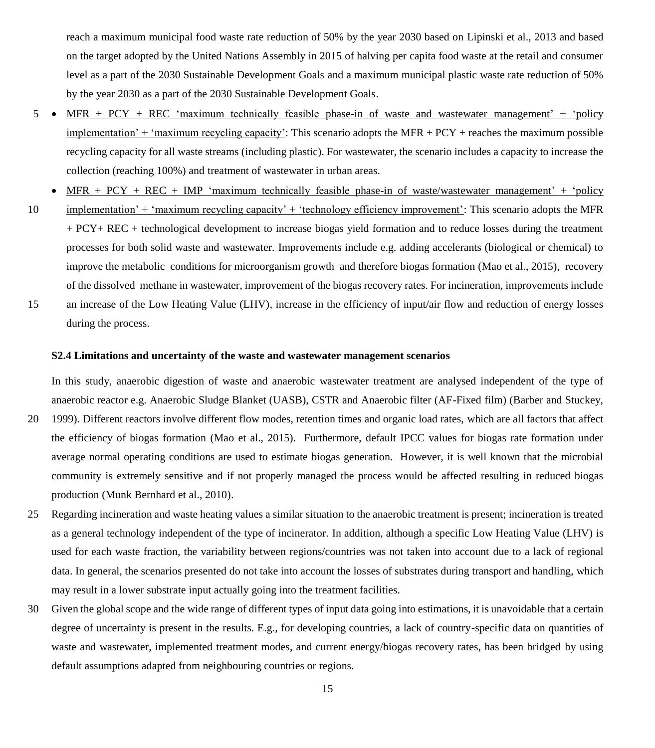reach a maximum municipal food waste rate reduction of 50% by the year 2030 based on Lipinski et al., 2013 and based on the target adopted by the United Nations Assembly in 2015 of halving per capita food waste at the retail and consumer level as a part of the 2030 Sustainable Development Goals and a maximum municipal plastic waste rate reduction of 50% by the year 2030 as a part of the 2030 Sustainable Development Goals.

- MFR + PCY + REC 'maximum technically feasible phase-in of waste and wastewater management' + 'policy implementation' + 'maximum recycling capacity': This scenario adopts the MFR + PCY + reaches the maximum possible recycling capacity for all waste streams (including plastic). For wastewater, the scenario includes a capacity to increase the collection (reaching 100%) and treatment of wastewater in urban areas.
- MFR + PCY + REC + IMP 'maximum technically feasible phase-in of waste/wastewater management' + 'policy implementation' + 'maximum recycling capacity' + 'technology efficiency improvement': This scenario adopts the MFR + PCY+ REC + technological development to increase biogas yield formation and to reduce losses during the treatment processes for both solid waste and wastewater. Improvements include e.g. adding accelerants (biological or chemical) to improve the metabolic conditions for microorganism growth and therefore biogas formation (Mao et al., 2015), recovery of the dissolved methane in wastewater, improvement of the biogas recovery rates. For incineration, improvements include an increase of the Low Heating Value (LHV), increase in the efficiency of input/air flow and reduction of energy losses during the process.

### S2.4 Limitations and uncertainty of the waste and wastewater management scenarios

In this study, anaerobic digestion of waste and anaerobic wastewater treatment are analysed independent of the type of anaerobic reactor e.g. Anaerobic Sludge Blanket (UASB), CSTR and Anaerobic filter (AF-Fixed film) (Barber and Stuckey, 1999). Different reactors involve different flow modes, retention times and organic load rates, which are all factors that affect the efficiency of biogas formation (Mao et al., 2015). Furthermore, default IPCC values for biogas rate formation under average normal operating conditions are used to estimate biogas generation. However, it is well known that the microbial community is extremely sensitive and if not properly managed the process would be affected resulting in reduced biogas production (Munk Bernhard et al., 2010).

Regarding incineration and waste heating values a similar situation to the anaerobic treatment is present; incineration is treated as a general technology independent of the type of incinerator. In addition, although a specific Low Heating Value (LHV) is used for each waste fraction, the variability between regions/countries was not taken into account due to a lack of regional data. In general, the scenarios presented do not take into account the losses of substrates during transport and handling, which may result in a lower substrate input actually going into the treatment facilities.

Given the global scope and the wide range of different types of input data going into estimations, it is unavoidable that a certain degree of uncertainty is present in the results. E.g., for developing countries, a lack of country-specific data on quantities of waste and wastewater, implemented treatment modes, and current energy/biogas recovery rates, has been bridged by using default assumptions adapted from neighbouring countries or regions.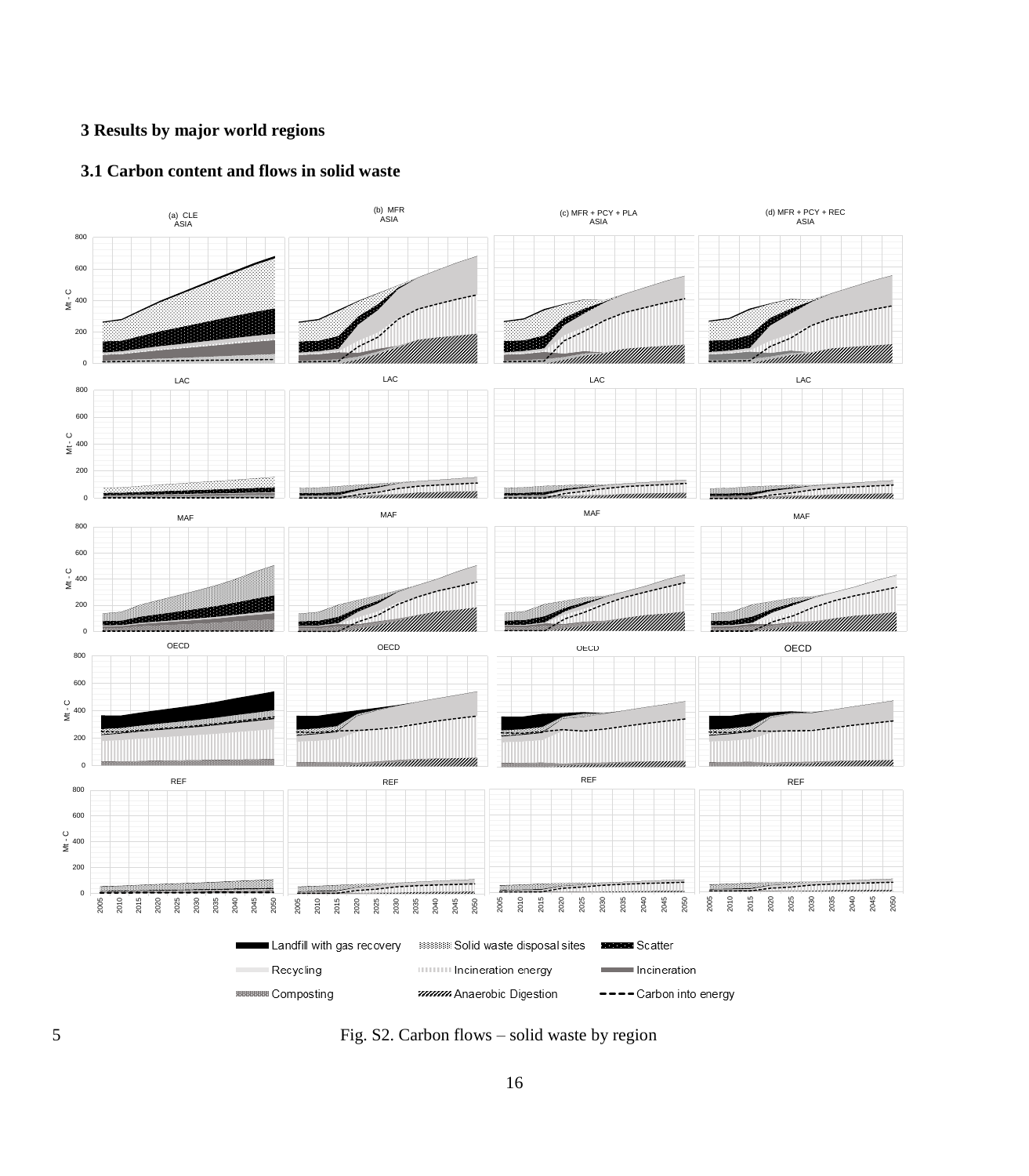## 3 Results by major world regions

### 3.1 Carbon content and flows in solid waste

Fig. S2. Carbon flows – solid waste by region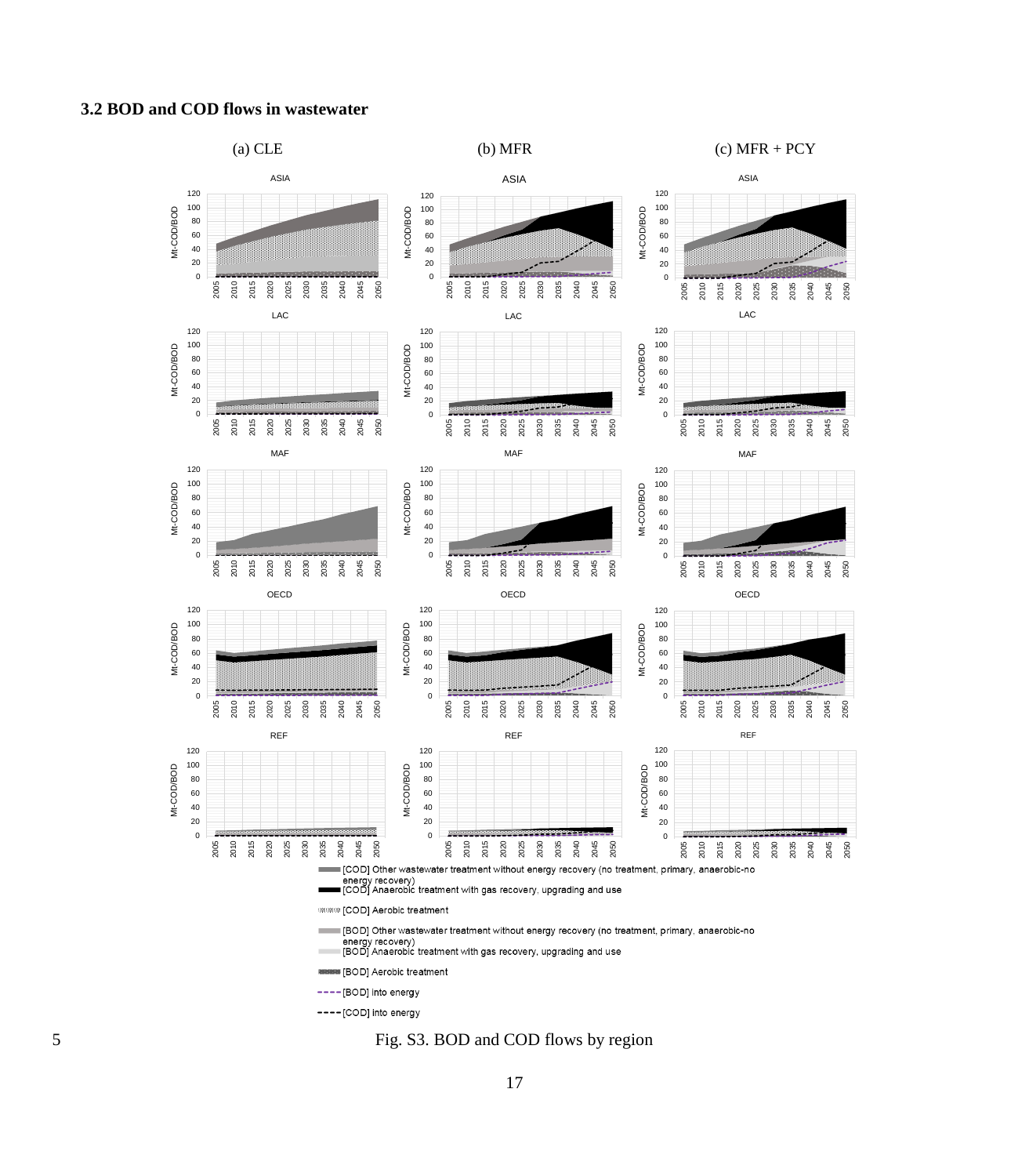### 3.2 BOD and COD flows in wastewater

Fig. S3. BOD and COD flows by region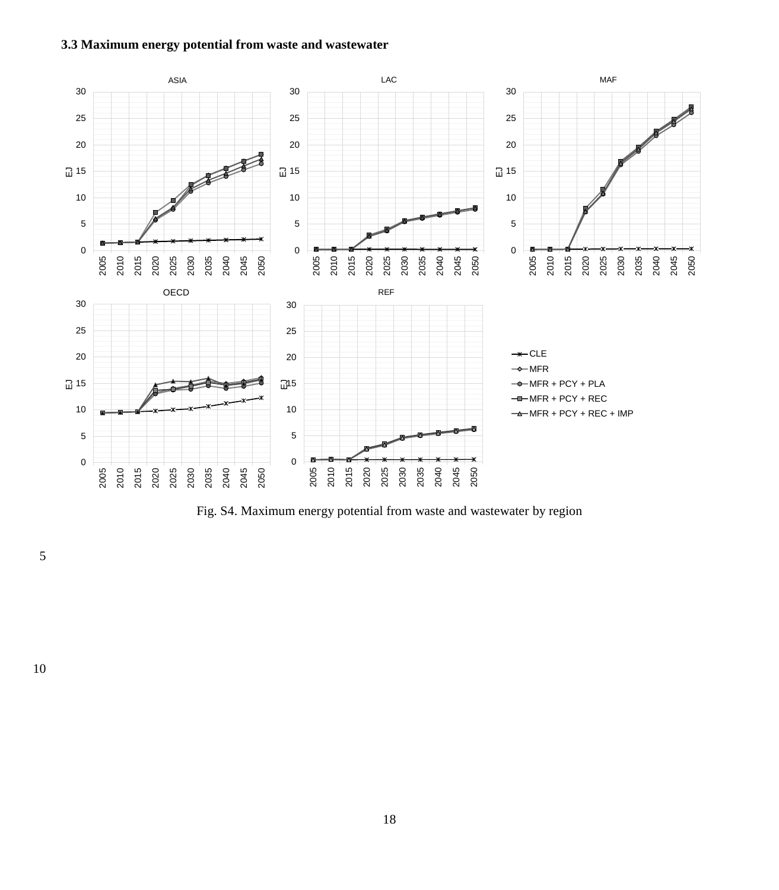### 3.3 Maximum energy potential from waste and wastewater

Fig. S4. Maximum energy potential from waste and wastewater by region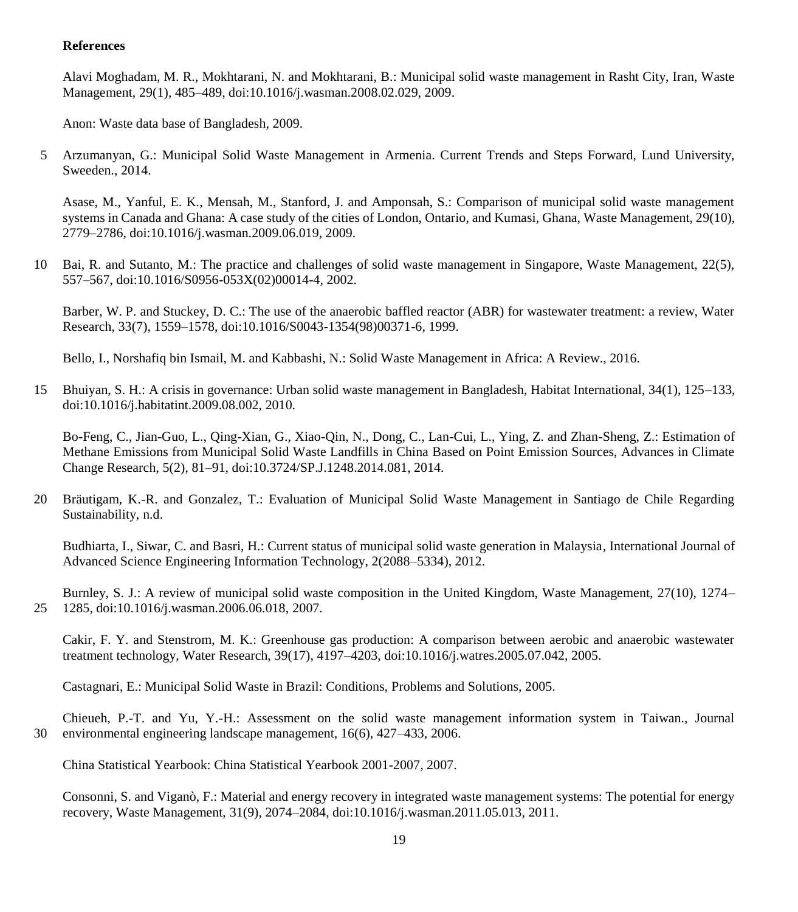**References**

Alavi Moghadam, M. R., Mokhtarani, N. and Mokhtarani, B.: Municipal solid waste management in Rasht City, Iran, Waste Management, 29(1), 485–489, doi:10.1016/j.wasman.2008.02.029, 2009.

Anon: Waste data base of Bangladesh, 2009.

Arzumanyan, G.: Municipal Solid Waste Management in Armenia. Current Trends and Steps Forward, Lund University, Sweeden., 2014.

Asase, M., Yanful, E. K., Mensah, M., Stanford, J. and Amponsah, S.: Comparison of municipal solid waste management systems in Canada and Ghana: A case study of the cities of London, Ontario, and Kumasi, Ghana, Waste Management, 29(10), 2779–2786, doi:10.1016/j.wasman.2009.06.019, 2009.

Bai, R. and Sutanto, M.: The practice and challenges of solid waste management in Singapore, Waste Management, 22(5), 557–567, doi:10.1016/S0956-053X(02)00014-4, 2002.

Barber, W. P. and Stuckey, D. C.: The use of the anaerobic baffled reactor (ABR) for wastewater treatment: a review, Water Research, 33(7), 1559–1578, doi:10.1016/S0043-1354(98)00371-6, 1999.

Bello, I., Norshafiq bin Ismail, M. and Kabbashi, N.: Solid Waste Management in Africa: A Review., 2016.

Bhuiyan, S. H.: A crisis in governance: Urban solid waste management in Bangladesh, Habitat International, 34(1), 125–133, doi:10.1016/j.habitatint.2009.08.002, 2010.

Bo-Feng, C., Jian-Guo, L., Qing-Xian, G., Xiao-Qin, N., Dong, C., Lan-Cui, L., Ying, Z. and Zhan-Sheng, Z.: Estimation of Methane Emissions from Municipal Solid Waste Landfills in China Based on Point Emission Sources, Advances in Climate Change Research, 5(2), 81–91, doi:10.3724/SP.J.1248.2014.081, 2014.

Bräutigam, K.-R. and Gonzalez, T.: Evaluation of Municipal Solid Waste Management in Santiago de Chile Regarding Sustainability, n.d.

Budhiarta, I., Siwar, C. and Basri, H.: Current status of municipal solid waste generation in Malaysia, International Journal of Advanced Science Engineering Information Technology, 2(2088–5334), 2012.

Burnley, S. J.: A review of municipal solid waste composition in the United Kingdom, Waste Management, 27(10), 1274–1285, doi:10.1016/j.wasman.2006.06.018, 2007.

Cakir, F. Y. and Stenstrom, M. K.: Greenhouse gas production: A comparison between aerobic and anaerobic wastewater treatment technology, Water Research, 39(17), 4197–4203, doi:10.1016/j.watres.2005.07.042, 2005.

Castagnari, E.: Municipal Solid Waste in Brazil: Conditions, Problems and Solutions, 2005.

Chieueh, P.-T. and Yu, Y.-H.: Assessment on the solid waste management information system in Taiwan., Journal environmental engineering landscape management, 16(6), 427–433, 2006.

China Statistical Yearbook: China Statistical Yearbook 2001-2007, 2007.

Consonni, S. and Viganò, F.: Material and energy recovery in integrated waste management systems: The potential for energy recovery, Waste Management, 31(9), 2074–2084, doi:10.1016/j.wasman.2011.05.013, 2011.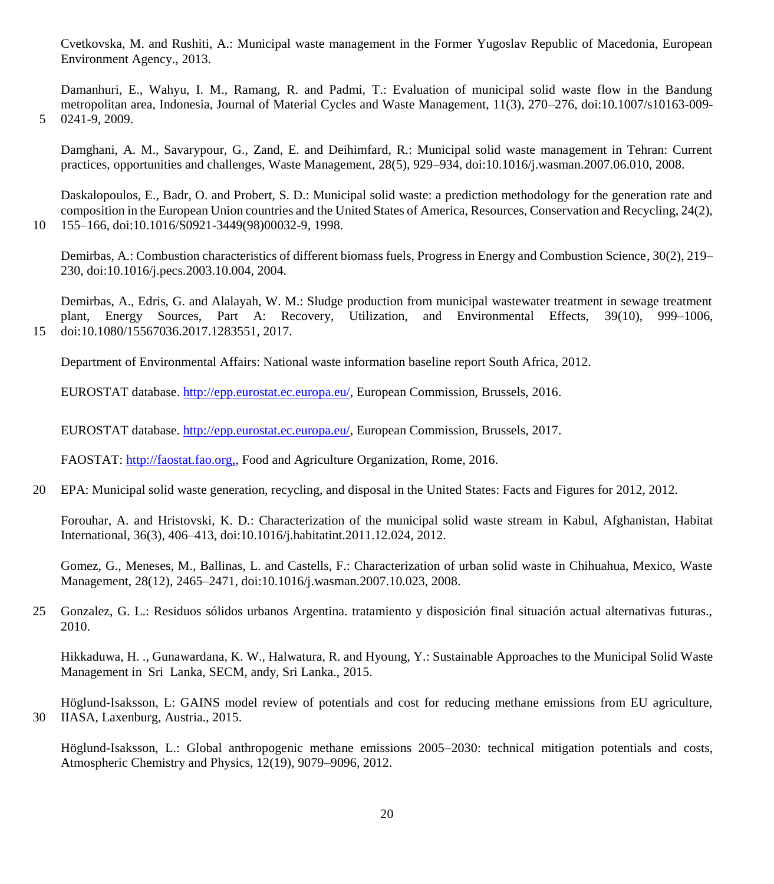Cvetkovska, M. and Rushiti, A.: Municipal waste management in the Former Yugoslav Republic of Macedonia, European Environment Agency., 2013.

Damanhuri, E., Wahyu, I. M., Ramang, R. and Padmi, T.: Evaluation of municipal solid waste flow in the Bandung metropolitan area, Indonesia, Journal of Material Cycles and Waste Management, 11(3), 270–276, doi:10.1007/s10163-009-0241-9, 2009.

Damghani, A. M., Savarypour, G., Zand, E. and Deihimfard, R.: Municipal solid waste management in Tehran: Current practices, opportunities and challenges, Waste Management, 28(5), 929–934, doi:10.1016/j.wasman.2007.06.010, 2008.

Daskalopoulos, E., Badr, O. and Probert, S. D.: Municipal solid waste: a prediction methodology for the generation rate and composition in the European Union countries and the United States of America, Resources, Conservation and Recycling, 24(2), 155–166, doi:10.1016/S0921-3449(98)00032-9, 1998.

Demirbas, A.: Combustion characteristics of different biomass fuels, Progress in Energy and Combustion Science, 30(2), 219–230, doi:10.1016/j.pecs.2003.10.004, 2004.

Demirbas, A., Edris, G. and Alalayah, W. M.: Sludge production from municipal wastewater treatment in sewage treatment plant, Energy Sources, Part A: Recovery, Utilization, and Environmental Effects, 39(10), 999–1006, doi:10.1080/15567036.2017.1283551, 2017.

Department of Environmental Affairs: National waste information baseline report South Africa, 2012.

EUROSTAT database. http://epp.eurostat.ec.europa.eu/, European Commission, Brussels, 2016.

EUROSTAT database. http://epp.eurostat.ec.europa.eu/, European Commission, Brussels, 2017.

FAOSTAT: http://faostat.fao.org,, Food and Agriculture Organization, Rome, 2016.

EPA: Municipal solid waste generation, recycling, and disposal in the United States: Facts and Figures for 2012, 2012.

Forouhar, A. and Hristovski, K. D.: Characterization of the municipal solid waste stream in Kabul, Afghanistan, Habitat International, 36(3), 406–413, doi:10.1016/j.habitatint.2011.12.024, 2012.

Gomez, G., Meneses, M., Ballinas, L. and Castells, F.: Characterization of urban solid waste in Chihuahua, Mexico, Waste Management, 28(12), 2465–2471, doi:10.1016/j.wasman.2007.10.023, 2008.

Gonzalez, G. L.: Residuos sólidos urbanos Argentina. tratamiento y disposición final situación actual alternativas futuras., 2010.

Hikkaduwa, H. ., Gunawardana, K. W., Halwatura, R. and Hyoung, Y.: Sustainable Approaches to the Municipal Solid Waste Management in Sri Lanka, SECM, andy, Sri Lanka., 2015.

Höglund-Isaksson, L: GAINS model review of potentials and cost for reducing methane emissions from EU agriculture, IIASA, Laxenburg, Austria., 2015.

Höglund-Isaksson, L.: Global anthropogenic methane emissions 2005–2030: technical mitigation potentials and costs, Atmospheric Chemistry and Physics, 12(19), 9079–9096, 2012.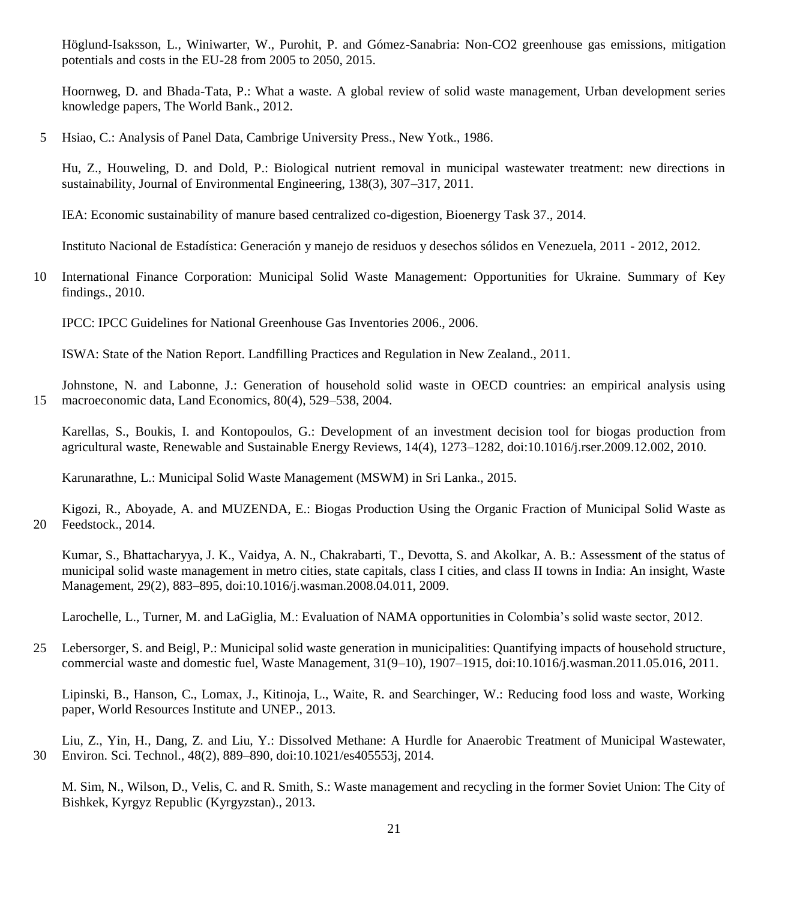Höglund-Isaksson, L., Winiwarter, W., Purohit, P. and Gómez-Sanabria: Non-CO2 greenhouse gas emissions, mitigation potentials and costs in the EU-28 from 2005 to 2050, 2015.

Hoornweg, D. and Bhada-Tata, P.: What a waste. A global review of solid waste management, Urban development series knowledge papers, The World Bank., 2012.

Hsiao, C.: Analysis of Panel Data, Cambrige University Press., New Yotk., 1986.

Hu, Z., Houweling, D. and Dold, P.: Biological nutrient removal in municipal wastewater treatment: new directions in sustainability, Journal of Environmental Engineering, 138(3), 307–317, 2011.

IEA: Economic sustainability of manure based centralized co-digestion, Bioenergy Task 37., 2014.

Instituto Nacional de Estadística: Generación y manejo de residuos y desechos sólidos en Venezuela, 2011 - 2012, 2012.

International Finance Corporation: Municipal Solid Waste Management: Opportunities for Ukraine. Summary of Key findings., 2010.

IPCC: IPCC Guidelines for National Greenhouse Gas Inventories 2006., 2006.

ISWA: State of the Nation Report. Landfilling Practices and Regulation in New Zealand., 2011.

Johnstone, N. and Labonne, J.: Generation of household solid waste in OECD countries: an empirical analysis using macroeconomic data, Land Economics, 80(4), 529–538, 2004.

Karellas, S., Boukis, I. and Kontopoulos, G.: Development of an investment decision tool for biogas production from agricultural waste, Renewable and Sustainable Energy Reviews, 14(4), 1273–1282, doi:10.1016/j.rser.2009.12.002, 2010.

Karunarathne, L.: Municipal Solid Waste Management (MSWM) in Sri Lanka., 2015.

Kigozi, R., Aboyade, A. and MUZENDA, E.: Biogas Production Using the Organic Fraction of Municipal Solid Waste as Feedstock., 2014.

Kumar, S., Bhattacharyya, J. K., Vaidya, A. N., Chakrabarti, T., Devotta, S. and Akolkar, A. B.: Assessment of the status of municipal solid waste management in metro cities, state capitals, class I cities, and class II towns in India: An insight, Waste Management, 29(2), 883–895, doi:10.1016/j.wasman.2008.04.011, 2009.

Larochelle, L., Turner, M. and LaGiglia, M.: Evaluation of NAMA opportunities in Colombia's solid waste sector, 2012.

Lebersorger, S. and Beigl, P.: Municipal solid waste generation in municipalities: Quantifying impacts of household structure, commercial waste and domestic fuel, Waste Management, 31(9–10), 1907–1915, doi:10.1016/j.wasman.2011.05.016, 2011.

Lipinski, B., Hanson, C., Lomax, J., Kitinoja, L., Waite, R. and Searchinger, W.: Reducing food loss and waste, Working paper, World Resources Institute and UNEP., 2013.

Liu, Z., Yin, H., Dang, Z. and Liu, Y.: Dissolved Methane: A Hurdle for Anaerobic Treatment of Municipal Wastewater, Environ. Sci. Technol., 48(2), 889–890, doi:10.1021/es405553j, 2014.

M. Sim, N., Wilson, D., Velis, C. and R. Smith, S.: Waste management and recycling in the former Soviet Union: The City of Bishkek, Kyrgyz Republic (Kyrgyzstan)., 2013.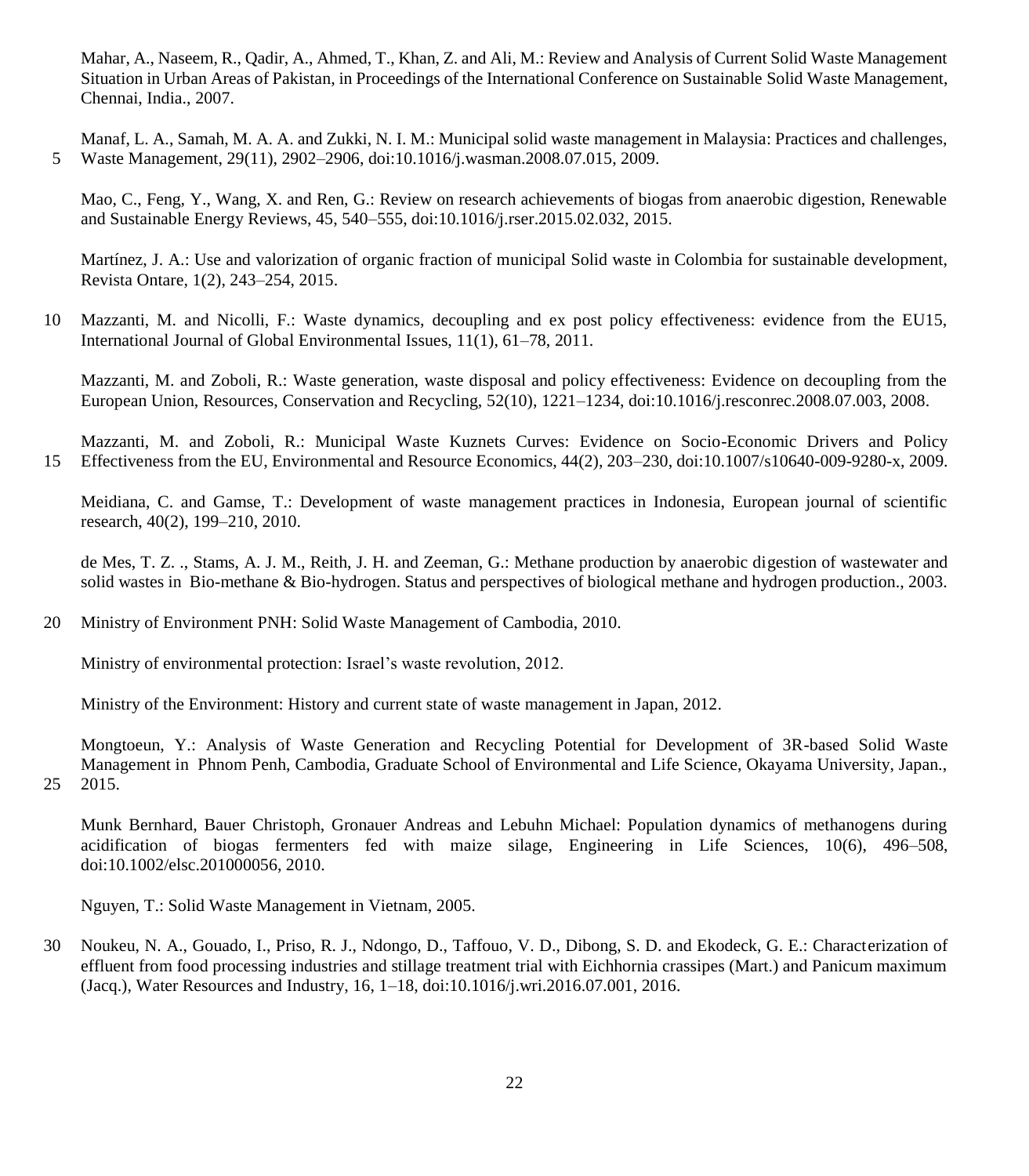Mahar, A., Naseem, R., Qadir, A., Ahmed, T., Khan, Z. and Ali, M.: Review and Analysis of Current Solid Waste Management Situation in Urban Areas of Pakistan, in Proceedings of the International Conference on Sustainable Solid Waste Management, Chennai, India., 2007.

Manaf, L. A., Samah, M. A. A. and Zukki, N. I. M.: Municipal solid waste management in Malaysia: Practices and challenges, Waste Management, 29(11), 2902–2906, doi:10.1016/j.wasman.2008.07.015, 2009.

Mao, C., Feng, Y., Wang, X. and Ren, G.: Review on research achievements of biogas from anaerobic digestion, Renewable and Sustainable Energy Reviews, 45, 540–555, doi:10.1016/j.rser.2015.02.032, 2015.

Martínez, J. A.: Use and valorization of organic fraction of municipal Solid waste in Colombia for sustainable development, Revista Ontare, 1(2), 243–254, 2015.

Mazzanti, M. and Nicolli, F.: Waste dynamics, decoupling and ex post policy effectiveness: evidence from the EU15, International Journal of Global Environmental Issues, 11(1), 61–78, 2011.

Mazzanti, M. and Zoboli, R.: Waste generation, waste disposal and policy effectiveness: Evidence on decoupling from the European Union, Resources, Conservation and Recycling, 52(10), 1221–1234, doi:10.1016/j.resconrec.2008.07.003, 2008.

Mazzanti, M. and Zoboli, R.: Municipal Waste Kuznets Curves: Evidence on Socio-Economic Drivers and Policy Effectiveness from the EU, Environmental and Resource Economics, 44(2), 203–230, doi:10.1007/s10640-009-9280-x, 2009.

Meidiana, C. and Gamse, T.: Development of waste management practices in Indonesia, European journal of scientific research, 40(2), 199–210, 2010.

de Mes, T. Z. ., Stams, A. J. M., Reith, J. H. and Zeeman, G.: Methane production by anaerobic digestion of wastewater and solid wastes in Bio-methane & Bio-hydrogen. Status and perspectives of biological methane and hydrogen production., 2003.

Ministry of Environment PNH: Solid Waste Management of Cambodia, 2010.

Ministry of environmental protection: Israel's waste revolution, 2012.

Ministry of the Environment: History and current state of waste management in Japan, 2012.

Mongtoeun, Y.: Analysis of Waste Generation and Recycling Potential for Development of 3R-based Solid Waste Management in Phnom Penh, Cambodia, Graduate School of Environmental and Life Science, Okayama University, Japan., 2015.

Munk Bernhard, Bauer Christoph, Gronauer Andreas and Lebuhn Michael: Population dynamics of methanogens during acidification of biogas fermenters fed with maize silage, Engineering in Life Sciences, 10(6), 496–508, doi:10.1002/elsc.201000056, 2010.

Nguyen, T.: Solid Waste Management in Vietnam, 2005.

Noukeu, N. A., Gouado, I., Priso, R. J., Ndongo, D., Taffouo, V. D., Dibong, S. D. and Ekodeck, G. E.: Characterization of effluent from food processing industries and stillage treatment trial with Eichhornia crassipes (Mart.) and Panicum maximum (Jacq.), Water Resources and Industry, 16, 1–18, doi:10.1016/j.wri.2016.07.001, 2016.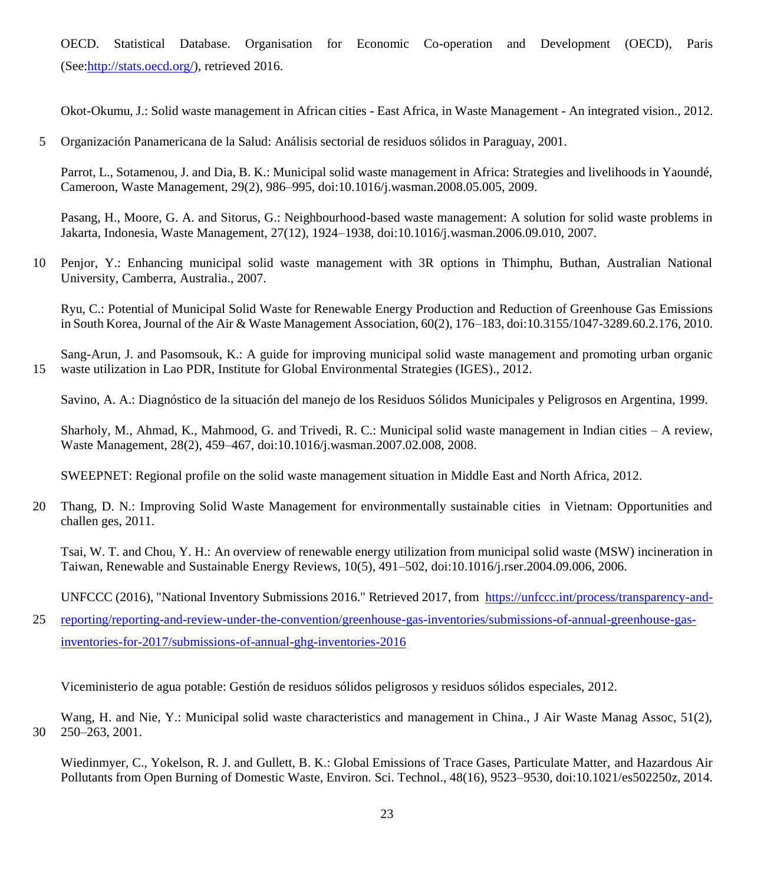OECD. Statistical Database. Organisation for Economic Co-operation and Development (OECD), Paris (See:http://stats.oecd.org/), retrieved 2016.

Okot-Okumu, J.: Solid waste management in African cities - East Africa, in Waste Management - An integrated vision., 2012.

Organización Panamericana de la Salud: Análisis sectorial de residuos sólidos in Paraguay, 2001.

Parrot, L., Sotamenou, J. and Dia, B. K.: Municipal solid waste management in Africa: Strategies and livelihoods in Yaoundé, Cameroon, Waste Management, 29(2), 986–995, doi:10.1016/j.wasman.2008.05.005, 2009.

Pasang, H., Moore, G. A. and Sitorus, G.: Neighbourhood-based waste management: A solution for solid waste problems in Jakarta, Indonesia, Waste Management, 27(12), 1924–1938, doi:10.1016/j.wasman.2006.09.010, 2007.

Penjor, Y.: Enhancing municipal solid waste management with 3R options in Thimphu, Buthan, Australian National University, Camberra, Australia., 2007.

Ryu, C.: Potential of Municipal Solid Waste for Renewable Energy Production and Reduction of Greenhouse Gas Emissions in South Korea, Journal of the Air & Waste Management Association, 60(2), 176–183, doi:10.3155/1047-3289.60.2.176, 2010.

Sang-Arun, J. and Pasomsouk, K.: A guide for improving municipal solid waste management and promoting urban organic waste utilization in Lao PDR, Institute for Global Environmental Strategies (IGES)., 2012.

Savino, A. A.: Diagnóstico de la situación del manejo de los Residuos Sólidos Municipales y Peligrosos en Argentina, 1999.

Sharholy, M., Ahmad, K., Mahmood, G. and Trivedi, R. C.: Municipal solid waste management in Indian cities – A review, Waste Management, 28(2), 459–467, doi:10.1016/j.wasman.2007.02.008, 2008.

SWEEPNET: Regional profile on the solid waste management situation in Middle East and North Africa, 2012.

Thang, D. N.: Improving Solid Waste Management for environmentally sustainable cities in Vietnam: Opportunities and challen ges, 2011.

Tsai, W. T. and Chou, Y. H.: An overview of renewable energy utilization from municipal solid waste (MSW) incineration in Taiwan, Renewable and Sustainable Energy Reviews, 10(5), 491–502, doi:10.1016/j.rser.2004.09.006, 2006.

UNFCCC (2016), "National Inventory Submissions 2016." Retrieved 2017, from https://unfccc.int/process/transparency-and-reporting/reporting-and-review-under-the-convention/greenhouse-gas-inventories/submissions-of-annual-greenhouse-gas-inventories-for-2017/submissions-of-annual-ghg-inventories-2016

Viceministerio de agua potable: Gestión de residuos sólidos peligrosos y residuos sólidos especiales, 2012.

Wang, H. and Nie, Y.: Municipal solid waste characteristics and management in China., J Air Waste Manag Assoc, 51(2), 250–263, 2001.

Wiedinmyer, C., Yokelson, R. J. and Gullett, B. K.: Global Emissions of Trace Gases, Particulate Matter, and Hazardous Air Pollutants from Open Burning of Domestic Waste, Environ. Sci. Technol., 48(16), 9523–9530, doi:10.1021/es502250z, 2014.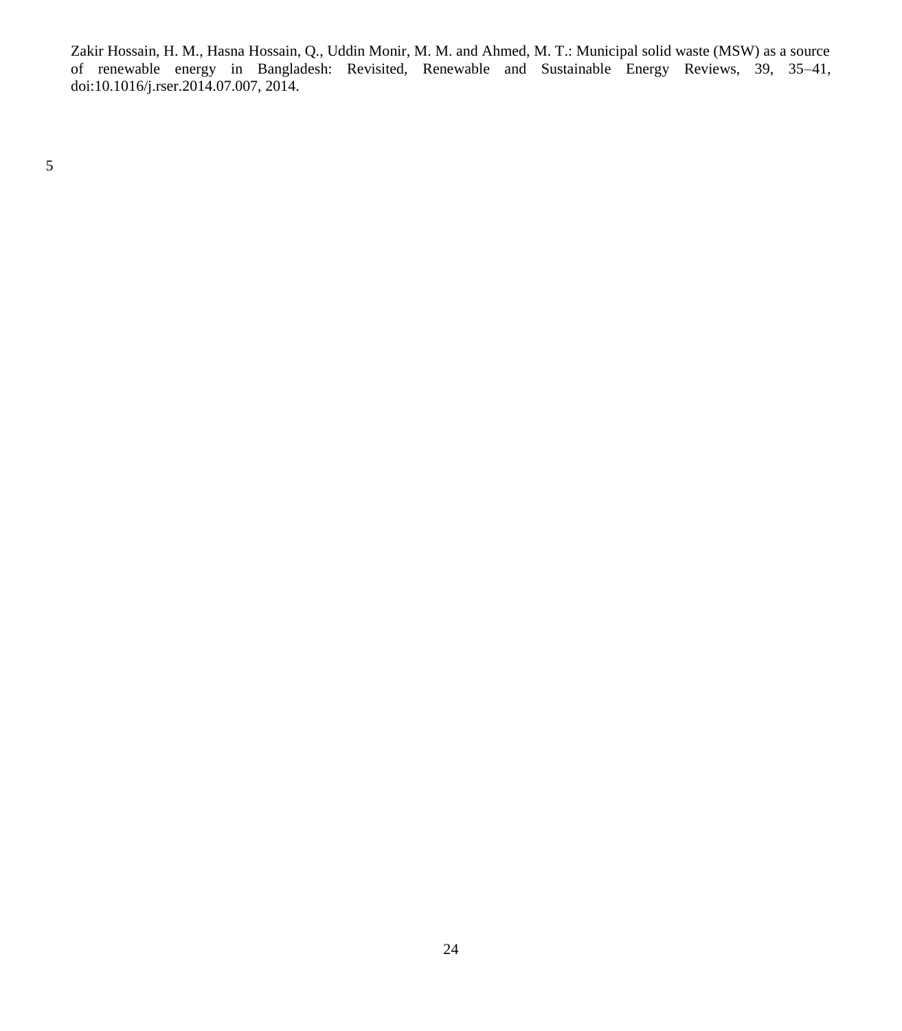Zakir Hossain, H. M., Hasna Hossain, Q., Uddin Monir, M. M. and Ahmed, M. T.: Municipal solid waste (MSW) as a source of renewable energy in Bangladesh: Revisited, Renewable and Sustainable Energy Reviews, 39, 35–41, doi:10.1016/j.rser.2014.07.007, 2014.